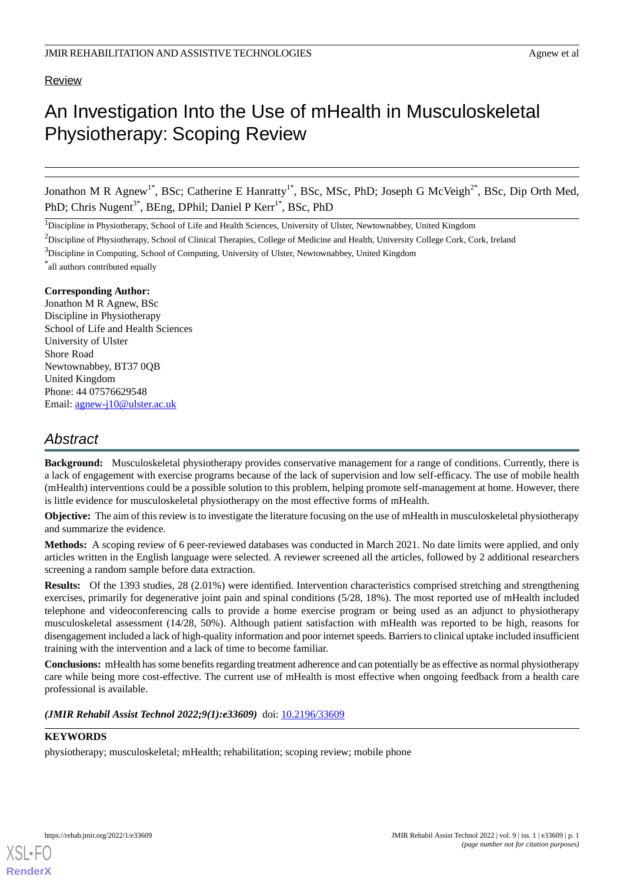Review

# An Investigation Into the Use of mHealth in Musculoskeletal Physiotherapy: Scoping Review

Jonathon M R Agnew[1*], BSc; Catherine E Hanratty[1*], BSc, MSc, PhD; Joseph G McVeigh[2*], BSc, Dip Orth Med, PhD; Chris Nugent[3*], BEng, DPhil; Daniel P Kerr[1*], BSc, PhD

[1]Discipline in Physiotherapy, School of Life and Health Sciences, University of Ulster, Newtownabbey, United Kingdom

[2]Discipline of Physiotherapy, School of Clinical Therapies, College of Medicine and Health, University College Cork, Cork, Ireland

[3]Discipline in Computing, School of Computing, University of Ulster, Newtownabbey, United Kingdom

[*]all authors contributed equally

**Corresponding Author:**
Jonathon M R Agnew, BSc
Discipline in Physiotherapy
School of Life and Health Sciences
University of Ulster
Shore Road
Newtownabbey, BT37 0QB
United Kingdom
Phone: 44 07576629548
Email: agnew-j10@ulster.ac.uk

## *Abstract*

**Background:** Musculoskeletal physiotherapy provides conservative management for a range of conditions. Currently, there is a lack of engagement with exercise programs because of the lack of supervision and low self-efficacy. The use of mobile health (mHealth) interventions could be a possible solution to this problem, helping promote self-management at home. However, there is little evidence for musculoskeletal physiotherapy on the most effective forms of mHealth.

**Objective:** The aim of this review is to investigate the literature focusing on the use of mHealth in musculoskeletal physiotherapy and summarize the evidence.

**Methods:** A scoping review of 6 peer-reviewed databases was conducted in March 2021. No date limits were applied, and only articles written in the English language were selected. A reviewer screened all the articles, followed by 2 additional researchers screening a random sample before data extraction.

**Results:** Of the 1393 studies, 28 (2.01%) were identified. Intervention characteristics comprised stretching and strengthening exercises, primarily for degenerative joint pain and spinal conditions (5/28, 18%). The most reported use of mHealth included telephone and videoconferencing calls to provide a home exercise program or being used as an adjunct to physiotherapy musculoskeletal assessment (14/28, 50%). Although patient satisfaction with mHealth was reported to be high, reasons for disengagement included a lack of high-quality information and poor internet speeds. Barriers to clinical uptake included insufficient training with the intervention and a lack of time to become familiar.

**Conclusions:** mHealth has some benefits regarding treatment adherence and can potentially be as effective as normal physiotherapy care while being more cost-effective. The current use of mHealth is most effective when ongoing feedback from a health care professional is available.

***(JMIR Rehabil Assist Technol 2022;9(1):e33609)*** doi: 10.2196/33609

**KEYWORDS**

physiotherapy; musculoskeletal; mHealth; rehabilitation; scoping review; mobile phone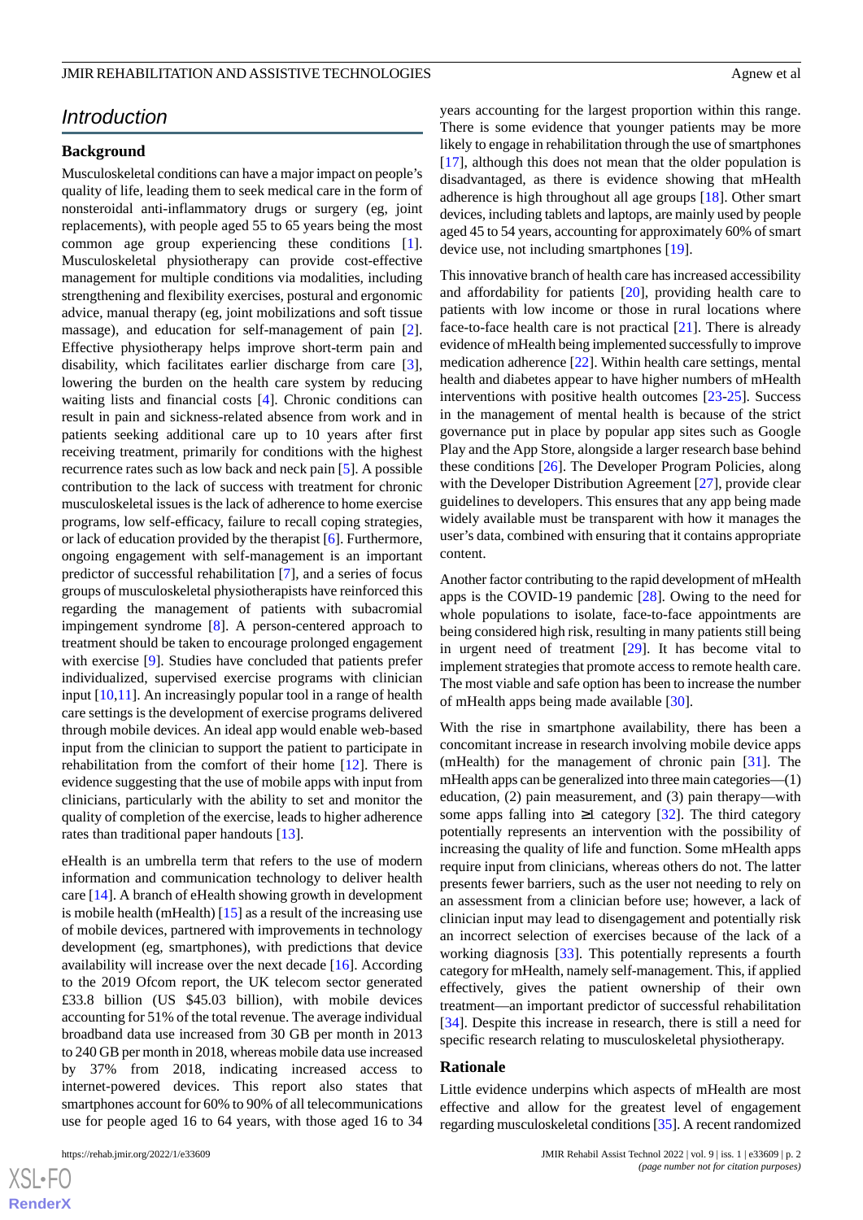# Introduction

## Background

Musculoskeletal conditions can have a major impact on people's quality of life, leading them to seek medical care in the form of nonsteroidal anti-inflammatory drugs or surgery (eg, joint replacements), with people aged 55 to 65 years being the most common age group experiencing these conditions [1]. Musculoskeletal physiotherapy can provide cost-effective management for multiple conditions via modalities, including strengthening and flexibility exercises, postural and ergonomic advice, manual therapy (eg, joint mobilizations and soft tissue massage), and education for self-management of pain [2]. Effective physiotherapy helps improve short-term pain and disability, which facilitates earlier discharge from care [3], lowering the burden on the health care system by reducing waiting lists and financial costs [4]. Chronic conditions can result in pain and sickness-related absence from work and in patients seeking additional care up to 10 years after first receiving treatment, primarily for conditions with the highest recurrence rates such as low back and neck pain [5]. A possible contribution to the lack of success with treatment for chronic musculoskeletal issues is the lack of adherence to home exercise programs, low self-efficacy, failure to recall coping strategies, or lack of education provided by the therapist [6]. Furthermore, ongoing engagement with self-management is an important predictor of successful rehabilitation [7], and a series of focus groups of musculoskeletal physiotherapists have reinforced this regarding the management of patients with subacromial impingement syndrome [8]. A person-centered approach to treatment should be taken to encourage prolonged engagement with exercise [9]. Studies have concluded that patients prefer individualized, supervised exercise programs with clinician input [10,11]. An increasingly popular tool in a range of health care settings is the development of exercise programs delivered through mobile devices. An ideal app would enable web-based input from the clinician to support the patient to participate in rehabilitation from the comfort of their home [12]. There is evidence suggesting that the use of mobile apps with input from clinicians, particularly with the ability to set and monitor the quality of completion of the exercise, leads to higher adherence rates than traditional paper handouts [13].

eHealth is an umbrella term that refers to the use of modern information and communication technology to deliver health care [14]. A branch of eHealth showing growth in development is mobile health (mHealth) [15] as a result of the increasing use of mobile devices, partnered with improvements in technology development (eg, smartphones), with predictions that device availability will increase over the next decade [16]. According to the 2019 Ofcom report, the UK telecom sector generated £33.8 billion (US $45.03 billion), with mobile devices accounting for 51% of the total revenue. The average individual broadband data use increased from 30 GB per month in 2013 to 240 GB per month in 2018, whereas mobile data use increased by 37% from 2018, indicating increased access to internet-powered devices. This report also states that smartphones account for 60% to 90% of all telecommunications use for people aged 16 to 64 years, with those aged 16 to 34 years accounting for the largest proportion within this range. There is some evidence that younger patients may be more likely to engage in rehabilitation through the use of smartphones [17], although this does not mean that the older population is disadvantaged, as there is evidence showing that mHealth adherence is high throughout all age groups [18]. Other smart devices, including tablets and laptops, are mainly used by people aged 45 to 54 years, accounting for approximately 60% of smart device use, not including smartphones [19].

This innovative branch of health care has increased accessibility and affordability for patients [20], providing health care to patients with low income or those in rural locations where face-to-face health care is not practical [21]. There is already evidence of mHealth being implemented successfully to improve medication adherence [22]. Within health care settings, mental health and diabetes appear to have higher numbers of mHealth interventions with positive health outcomes [23-25]. Success in the management of mental health is because of the strict governance put in place by popular app sites such as Google Play and the App Store, alongside a larger research base behind these conditions [26]. The Developer Program Policies, along with the Developer Distribution Agreement [27], provide clear guidelines to developers. This ensures that any app being made widely available must be transparent with how it manages the user's data, combined with ensuring that it contains appropriate content.

Another factor contributing to the rapid development of mHealth apps is the COVID-19 pandemic [28]. Owing to the need for whole populations to isolate, face-to-face appointments are being considered high risk, resulting in many patients still being in urgent need of treatment [29]. It has become vital to implement strategies that promote access to remote health care. The most viable and safe option has been to increase the number of mHealth apps being made available [30].

With the rise in smartphone availability, there has been a concomitant increase in research involving mobile device apps (mHealth) for the management of chronic pain [31]. The mHealth apps can be generalized into three main categories—(1) education, (2) pain measurement, and (3) pain therapy—with some apps falling into ≥1 category [32]. The third category potentially represents an intervention with the possibility of increasing the quality of life and function. Some mHealth apps require input from clinicians, whereas others do not. The latter presents fewer barriers, such as the user not needing to rely on an assessment from a clinician before use; however, a lack of clinician input may lead to disengagement and potentially risk an incorrect selection of exercises because of the lack of a working diagnosis [33]. This potentially represents a fourth category for mHealth, namely self-management. This, if applied effectively, gives the patient ownership of their own treatment—an important predictor of successful rehabilitation [34]. Despite this increase in research, there is still a need for specific research relating to musculoskeletal physiotherapy.

## Rationale

Little evidence underpins which aspects of mHealth are most effective and allow for the greatest level of engagement regarding musculoskeletal conditions [35]. A recent randomized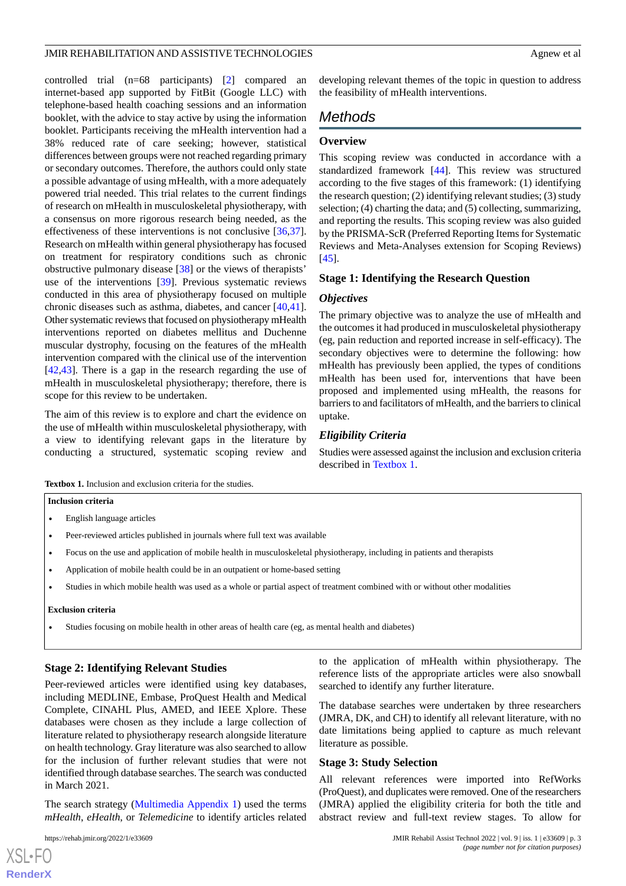controlled trial (n=68 participants) [2] compared an internet-based app supported by FitBit (Google LLC) with telephone-based health coaching sessions and an information booklet, with the advice to stay active by using the information booklet. Participants receiving the mHealth intervention had a 38% reduced rate of care seeking; however, statistical differences between groups were not reached regarding primary or secondary outcomes. Therefore, the authors could only state a possible advantage of using mHealth, with a more adequately powered trial needed. This trial relates to the current findings of research on mHealth in musculoskeletal physiotherapy, with a consensus on more rigorous research being needed, as the effectiveness of these interventions is not conclusive [36,37]. Research on mHealth within general physiotherapy has focused on treatment for respiratory conditions such as chronic obstructive pulmonary disease [38] or the views of therapists' use of the interventions [39]. Previous systematic reviews conducted in this area of physiotherapy focused on multiple chronic diseases such as asthma, diabetes, and cancer [40,41]. Other systematic reviews that focused on physiotherapy mHealth interventions reported on diabetes mellitus and Duchenne muscular dystrophy, focusing on the features of the mHealth intervention compared with the clinical use of the intervention [42,43]. There is a gap in the research regarding the use of mHealth in musculoskeletal physiotherapy; therefore, there is scope for this review to be undertaken.

The aim of this review is to explore and chart the evidence on the use of mHealth within musculoskeletal physiotherapy, with a view to identifying relevant gaps in the literature by conducting a structured, systematic scoping review and developing relevant themes of the topic in question to address the feasibility of mHealth interventions.

# Methods

## Overview

This scoping review was conducted in accordance with a standardized framework [44]. This review was structured according to the five stages of this framework: (1) identifying the research question; (2) identifying relevant studies; (3) study selection; (4) charting the data; and (5) collecting, summarizing, and reporting the results. This scoping review was also guided by the PRISMA-ScR (Preferred Reporting Items for Systematic Reviews and Meta-Analyses extension for Scoping Reviews) [45].

## Stage 1: Identifying the Research Question

### Objectives

The primary objective was to analyze the use of mHealth and the outcomes it had produced in musculoskeletal physiotherapy (eg, pain reduction and reported increase in self-efficacy). The secondary objectives were to determine the following: how mHealth has previously been applied, the types of conditions mHealth has been used for, interventions that have been proposed and implemented using mHealth, the reasons for barriers to and facilitators of mHealth, and the barriers to clinical uptake.

### Eligibility Criteria

Studies were assessed against the inclusion and exclusion criteria described in Textbox 1.

**Textbox 1.** Inclusion and exclusion criteria for the studies.

**Inclusion criteria**

- English language articles
- Peer-reviewed articles published in journals where full text was available
- Focus on the use and application of mobile health in musculoskeletal physiotherapy, including in patients and therapists
- Application of mobile health could be in an outpatient or home-based setting
- Studies in which mobile health was used as a whole or partial aspect of treatment combined with or without other modalities

**Exclusion criteria**

- Studies focusing on mobile health in other areas of health care (eg, as mental health and diabetes)

## Stage 2: Identifying Relevant Studies

Peer-reviewed articles were identified using key databases, including MEDLINE, Embase, ProQuest Health and Medical Complete, CINAHL Plus, AMED, and IEEE Xplore. These databases were chosen as they include a large collection of literature related to physiotherapy research alongside literature on health technology. Gray literature was also searched to allow for the inclusion of further relevant studies that were not identified through database searches. The search was conducted in March 2021.

The search strategy (Multimedia Appendix 1) used the terms *mHealth*, *eHealth*, or *Telemedicine* to identify articles related to the application of mHealth within physiotherapy. The reference lists of the appropriate articles were also snowball searched to identify any further literature.

The database searches were undertaken by three researchers (JMRA, DK, and CH) to identify all relevant literature, with no date limitations being applied to capture as much relevant literature as possible.

## Stage 3: Study Selection

All relevant references were imported into RefWorks (ProQuest), and duplicates were removed. One of the researchers (JMRA) applied the eligibility criteria for both the title and abstract review and full-text review stages. To allow for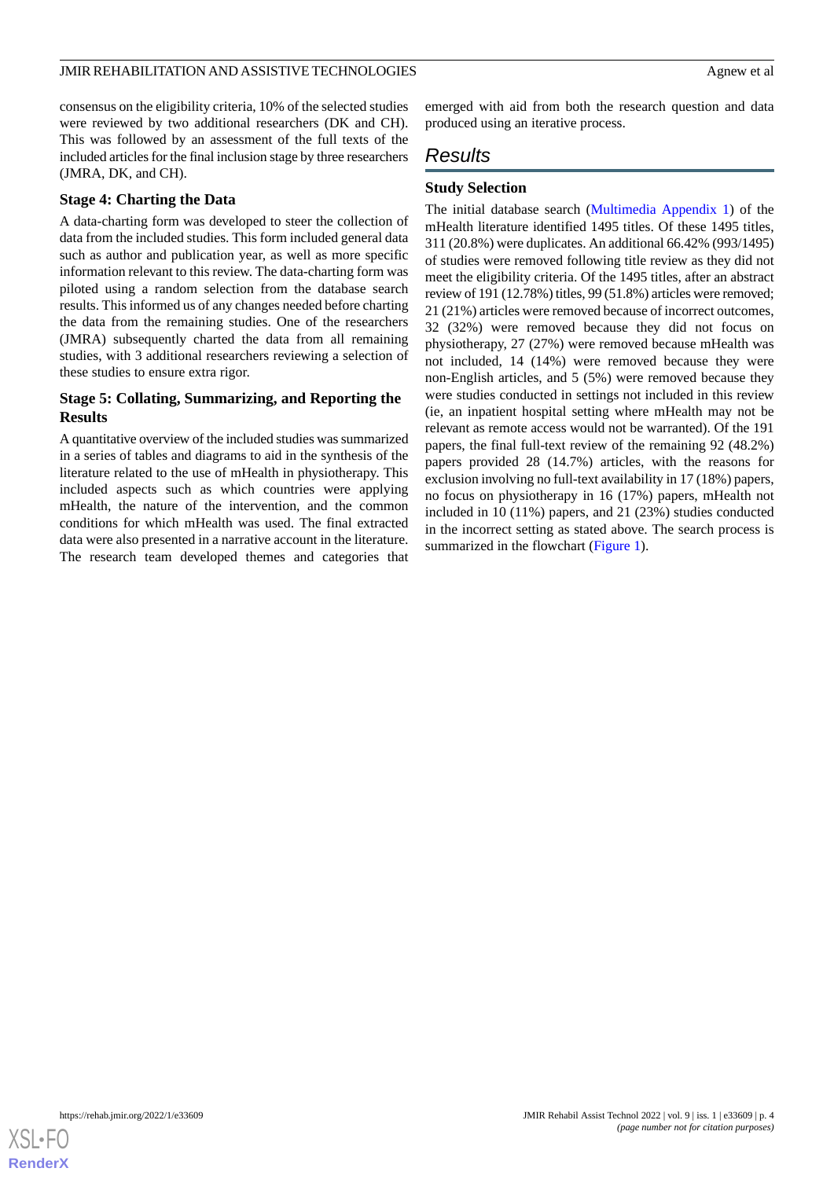consensus on the eligibility criteria, 10% of the selected studies were reviewed by two additional researchers (DK and CH). This was followed by an assessment of the full texts of the included articles for the final inclusion stage by three researchers (JMRA, DK, and CH).

### Stage 4: Charting the Data

A data-charting form was developed to steer the collection of data from the included studies. This form included general data such as author and publication year, as well as more specific information relevant to this review. The data-charting form was piloted using a random selection from the database search results. This informed us of any changes needed before charting the data from the remaining studies. One of the researchers (JMRA) subsequently charted the data from all remaining studies, with 3 additional researchers reviewing a selection of these studies to ensure extra rigor.

### Stage 5: Collating, Summarizing, and Reporting the Results

A quantitative overview of the included studies was summarized in a series of tables and diagrams to aid in the synthesis of the literature related to the use of mHealth in physiotherapy. This included aspects such as which countries were applying mHealth, the nature of the intervention, and the common conditions for which mHealth was used. The final extracted data were also presented in a narrative account in the literature. The research team developed themes and categories that emerged with aid from both the research question and data produced using an iterative process.

## Results

### Study Selection

The initial database search (Multimedia Appendix 1) of the mHealth literature identified 1495 titles. Of these 1495 titles, 311 (20.8%) were duplicates. An additional 66.42% (993/1495) of studies were removed following title review as they did not meet the eligibility criteria. Of the 1495 titles, after an abstract review of 191 (12.78%) titles, 99 (51.8%) articles were removed; 21 (21%) articles were removed because of incorrect outcomes, 32 (32%) were removed because they did not focus on physiotherapy, 27 (27%) were removed because mHealth was not included, 14 (14%) were removed because they were non-English articles, and 5 (5%) were removed because they were studies conducted in settings not included in this review (ie, an inpatient hospital setting where mHealth may not be relevant as remote access would not be warranted). Of the 191 papers, the final full-text review of the remaining 92 (48.2%) papers provided 28 (14.7%) articles, with the reasons for exclusion involving no full-text availability in 17 (18%) papers, no focus on physiotherapy in 16 (17%) papers, mHealth not included in 10 (11%) papers, and 21 (23%) studies conducted in the incorrect setting as stated above. The search process is summarized in the flowchart (Figure 1).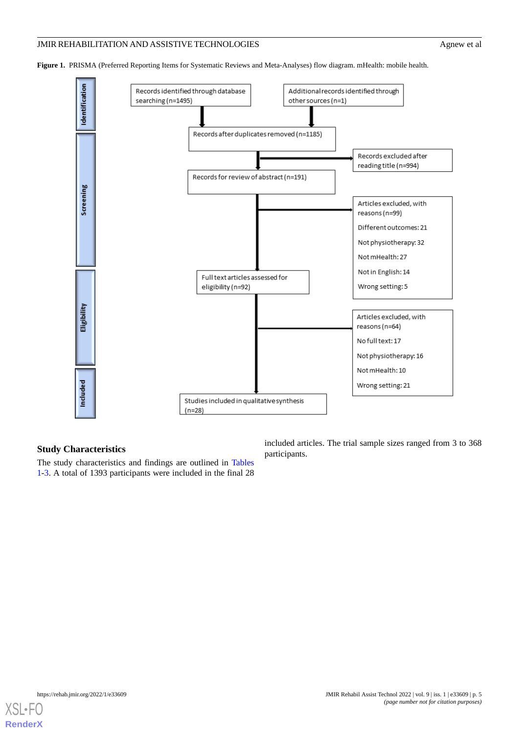**Figure 1.** PRISMA (Preferred Reporting Items for Systematic Reviews and Meta-Analyses) flow diagram. mHealth: mobile health.

**Identification**

- Records identified through database searching (n=1495)
- Additional records identified through other sources (n=1)

**Screening**

- Records after duplicates removed (n=1185)
- Records excluded after reading title (n=994)
- Records for review of abstract (n=191)
- Articles excluded, with reasons (n=99)
  - Different outcomes: 21
  - Not physiotherapy: 32
  - Not mHealth: 27
  - Not in English: 14
  - Wrong setting: 5

**Eligibility**

- Full text articles assessed for eligibility (n=92)
- Articles excluded, with reasons (n=64)
  - No full text: 17
  - Not physiotherapy: 16
  - Not mHealth: 10
  - Wrong setting: 21

**Included**

- Studies included in qualitative synthesis (n=28)

### Study Characteristics

The study characteristics and findings are outlined in Tables 1-3. A total of 1393 participants were included in the final 28 included articles. The trial sample sizes ranged from 3 to 368 participants.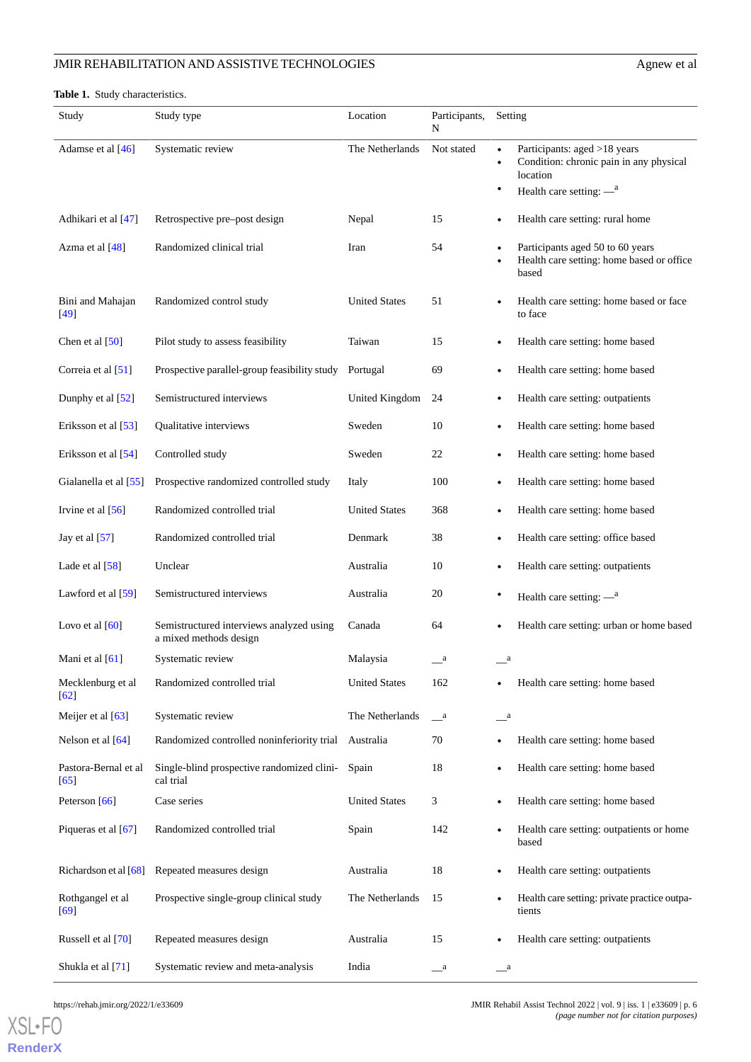**Table 1.** Study characteristics.

| Study | Study type | Location | Participants, N | Setting |
|---|---|---|---|---|
| Adamse et al [46] | Systematic review | The Netherlands | Not stated | • Participants: aged >18 years<br>• Condition: chronic pain in any physical location<br>• Health care setting: —[a] |
| Adhikari et al [47] | Retrospective pre–post design | Nepal | 15 | • Health care setting: rural home |
| Azma et al [48] | Randomized clinical trial | Iran | 54 | • Participants aged 50 to 60 years<br>• Health care setting: home based or office based |
| Bini and Mahajan [49] | Randomized control study | United States | 51 | • Health care setting: home based or face to face |
| Chen et al [50] | Pilot study to assess feasibility | Taiwan | 15 | • Health care setting: home based |
| Correia et al [51] | Prospective parallel-group feasibility study | Portugal | 69 | • Health care setting: home based |
| Dunphy et al [52] | Semistructured interviews | United Kingdom | 24 | • Health care setting: outpatients |
| Eriksson et al [53] | Qualitative interviews | Sweden | 10 | • Health care setting: home based |
| Eriksson et al [54] | Controlled study | Sweden | 22 | • Health care setting: home based |
| Gialanella et al [55] | Prospective randomized controlled study | Italy | 100 | • Health care setting: home based |
| Irvine et al [56] | Randomized controlled trial | United States | 368 | • Health care setting: home based |
| Jay et al [57] | Randomized controlled trial | Denmark | 38 | • Health care setting: office based |
| Lade et al [58] | Unclear | Australia | 10 | • Health care setting: outpatients |
| Lawford et al [59] | Semistructured interviews | Australia | 20 | • Health care setting: —[a] |
| Lovo et al [60] | Semistructured interviews analyzed using a mixed methods design | Canada | 64 | • Health care setting: urban or home based |
| Mani et al [61] | Systematic review | Malaysia | —[a] | —[a] |
| Mecklenburg et al [62] | Randomized controlled trial | United States | 162 | • Health care setting: home based |
| Meijer et al [63] | Systematic review | The Netherlands | —[a] | —[a] |
| Nelson et al [64] | Randomized controlled noninferiority trial | Australia | 70 | • Health care setting: home based |
| Pastora-Bernal et al [65] | Single-blind prospective randomized clinical trial | Spain | 18 | • Health care setting: home based |
| Peterson [66] | Case series | United States | 3 | • Health care setting: home based |
| Piqueras et al [67] | Randomized controlled trial | Spain | 142 | • Health care setting: outpatients or home based |
| Richardson et al [68] | Repeated measures design | Australia | 18 | • Health care setting: outpatients |
| Rothgangel et al [69] | Prospective single-group clinical study | The Netherlands | 15 | • Health care setting: private practice outpatients |
| Russell et al [70] | Repeated measures design | Australia | 15 | • Health care setting: outpatients |
| Shukla et al [71] | Systematic review and meta-analysis | India | —[a] | —[a] |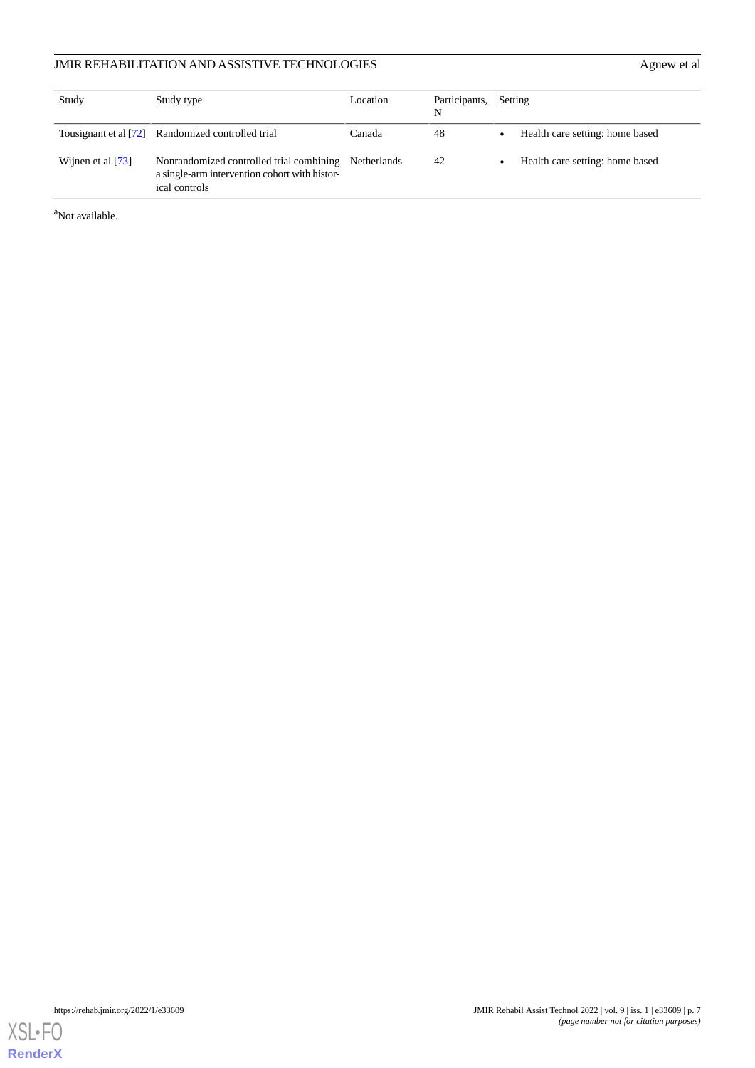| Study | Study type | Location | Participants, N | Setting |
|---|---|---|---|---|
| Tousignant et al [72] | Randomized controlled trial | Canada | 48 | • Health care setting: home based |
| Wijnen et al [73] | Nonrandomized controlled trial combining a single-arm intervention cohort with historical controls | Netherlands | 42 | • Health care setting: home based |

[a]Not available.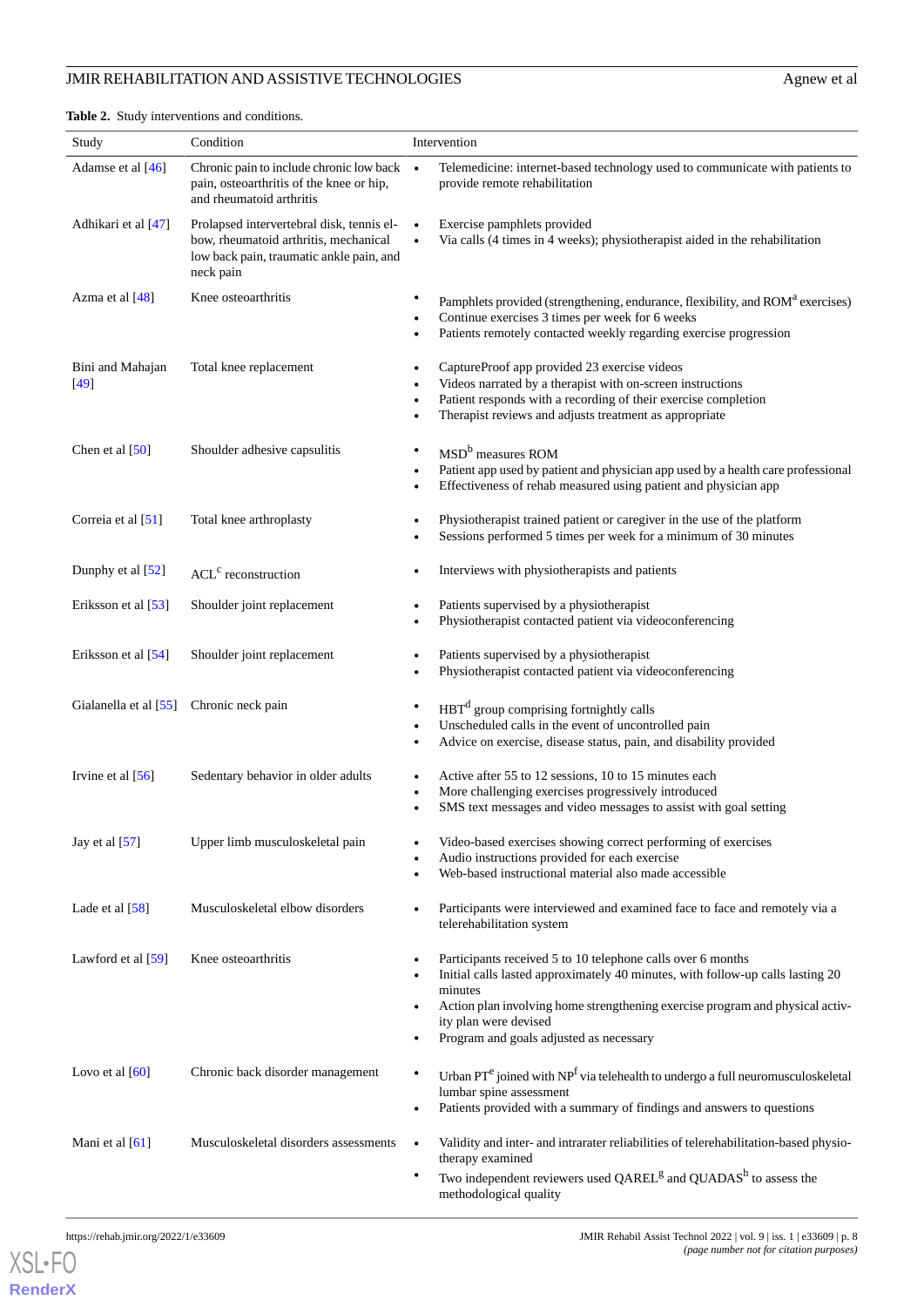**Table 2.** Study interventions and conditions.

| Study | Condition | Intervention |
|---|---|---|
| Adamse et al [46] | Chronic pain to include chronic low back pain, osteoarthritis of the knee or hip, and rheumatoid arthritis | • Telemedicine: internet-based technology used to communicate with patients to provide remote rehabilitation |
| Adhikari et al [47] | Prolapsed intervertebral disk, tennis elbow, rheumatoid arthritis, mechanical low back pain, traumatic ankle pain, and neck pain | • Exercise pamphlets provided<br>• Via calls (4 times in 4 weeks); physiotherapist aided in the rehabilitation |
| Azma et al [48] | Knee osteoarthritis | • Pamphlets provided (strengthening, endurance, flexibility, and ROM[a] exercises)<br>• Continue exercises 3 times per week for 6 weeks<br>• Patients remotely contacted weekly regarding exercise progression |
| Bini and Mahajan [49] | Total knee replacement | • CaptureProof app provided 23 exercise videos<br>• Videos narrated by a therapist with on-screen instructions<br>• Patient responds with a recording of their exercise completion<br>• Therapist reviews and adjusts treatment as appropriate |
| Chen et al [50] | Shoulder adhesive capsulitis | • MSD[b] measures ROM<br>• Patient app used by patient and physician app used by a health care professional<br>• Effectiveness of rehab measured using patient and physician app |
| Correia et al [51] | Total knee arthroplasty | • Physiotherapist trained patient or caregiver in the use of the platform<br>• Sessions performed 5 times per week for a minimum of 30 minutes |
| Dunphy et al [52] | ACL[c] reconstruction | • Interviews with physiotherapists and patients |
| Eriksson et al [53] | Shoulder joint replacement | • Patients supervised by a physiotherapist<br>• Physiotherapist contacted patient via videoconferencing |
| Eriksson et al [54] | Shoulder joint replacement | • Patients supervised by a physiotherapist<br>• Physiotherapist contacted patient via videoconferencing |
| Gialanella et al [55] | Chronic neck pain | • HBT[d] group comprising fortnightly calls<br>• Unscheduled calls in the event of uncontrolled pain<br>• Advice on exercise, disease status, pain, and disability provided |
| Irvine et al [56] | Sedentary behavior in older adults | • Active after 55 to 12 sessions, 10 to 15 minutes each<br>• More challenging exercises progressively introduced<br>• SMS text messages and video messages to assist with goal setting |
| Jay et al [57] | Upper limb musculoskeletal pain | • Video-based exercises showing correct performing of exercises<br>• Audio instructions provided for each exercise<br>• Web-based instructional material also made accessible |
| Lade et al [58] | Musculoskeletal elbow disorders | • Participants were interviewed and examined face to face and remotely via a telerehabilitation system |
| Lawford et al [59] | Knee osteoarthritis | • Participants received 5 to 10 telephone calls over 6 months<br>• Initial calls lasted approximately 40 minutes, with follow-up calls lasting 20 minutes<br>• Action plan involving home strengthening exercise program and physical activity plan were devised<br>• Program and goals adjusted as necessary |
| Lovo et al [60] | Chronic back disorder management | • Urban PT[e] joined with NP[f] via telehealth to undergo a full neuromusculoskeletal lumbar spine assessment<br>• Patients provided with a summary of findings and answers to questions |
| Mani et al [61] | Musculoskeletal disorders assessments | • Validity and inter- and intrarater reliabilities of telerehabilitation-based physiotherapy examined<br>• Two independent reviewers used QAREL[g] and QUADAS[h] to assess the methodological quality |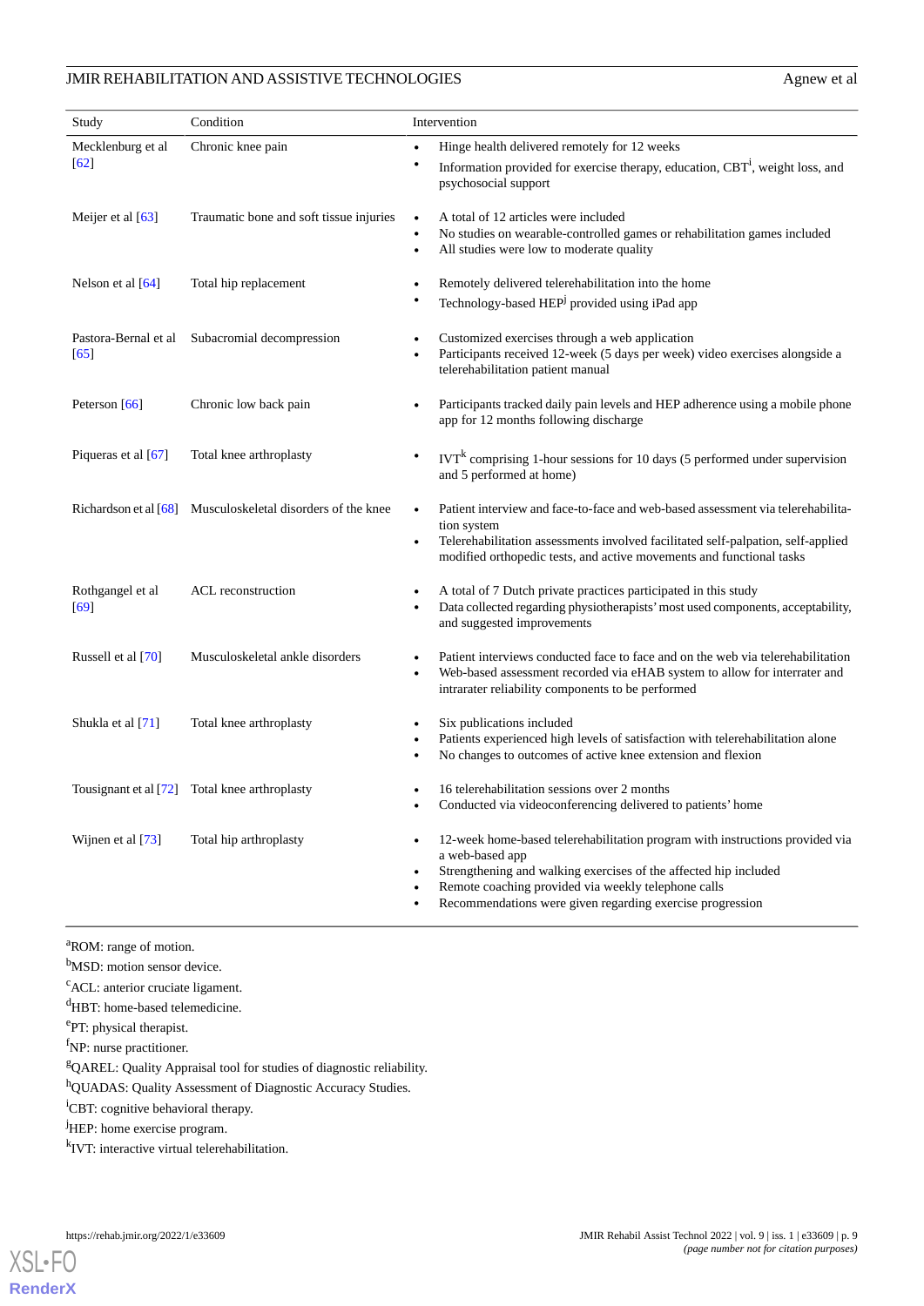| Study | Condition | Intervention |
|---|---|---|
| Mecklenburg et al [62] | Chronic knee pain | • Hinge health delivered remotely for 12 weeks<br>• Information provided for exercise therapy, education, CBT[i], weight loss, and psychosocial support |
| Meijer et al [63] | Traumatic bone and soft tissue injuries | • A total of 12 articles were included<br>• No studies on wearable-controlled games or rehabilitation games included<br>• All studies were low to moderate quality |
| Nelson et al [64] | Total hip replacement | • Remotely delivered telerehabilitation into the home<br>• Technology-based HEP[j] provided using iPad app |
| Pastora-Bernal et al [65] | Subacromial decompression | • Customized exercises through a web application<br>• Participants received 12-week (5 days per week) video exercises alongside a telerehabilitation patient manual |
| Peterson [66] | Chronic low back pain | • Participants tracked daily pain levels and HEP adherence using a mobile phone app for 12 months following discharge |
| Piqueras et al [67] | Total knee arthroplasty | • IVT[k] comprising 1-hour sessions for 10 days (5 performed under supervision and 5 performed at home) |
| Richardson et al [68] | Musculoskeletal disorders of the knee | • Patient interview and face-to-face and web-based assessment via telerehabilitation system<br>• Telerehabilitation assessments involved facilitated self-palpation, self-applied modified orthopedic tests, and active movements and functional tasks |
| Rothgangel et al [69] | ACL reconstruction | • A total of 7 Dutch private practices participated in this study<br>• Data collected regarding physiotherapists' most used components, acceptability, and suggested improvements |
| Russell et al [70] | Musculoskeletal ankle disorders | • Patient interviews conducted face to face and on the web via telerehabilitation<br>• Web-based assessment recorded via eHAB system to allow for interrater and intrarater reliability components to be performed |
| Shukla et al [71] | Total knee arthroplasty | • Six publications included<br>• Patients experienced high levels of satisfaction with telerehabilitation alone<br>• No changes to outcomes of active knee extension and flexion |
| Tousignant et al [72] | Total knee arthroplasty | • 16 telerehabilitation sessions over 2 months<br>• Conducted via videoconferencing delivered to patients' home |
| Wijnen et al [73] | Total hip arthroplasty | • 12-week home-based telerehabilitation program with instructions provided via a web-based app<br>• Strengthening and walking exercises of the affected hip included<br>• Remote coaching provided via weekly telephone calls<br>• Recommendations were given regarding exercise progression |

[a]ROM: range of motion.

[b]MSD: motion sensor device.

[c]ACL: anterior cruciate ligament.

[d]HBT: home-based telemedicine.

[e]PT: physical therapist.

[f]NP: nurse practitioner.

[g]QAREL: Quality Appraisal tool for studies of diagnostic reliability.

[h]QUADAS: Quality Assessment of Diagnostic Accuracy Studies.

[i]CBT: cognitive behavioral therapy.

[j]HEP: home exercise program.

[k]IVT: interactive virtual telerehabilitation.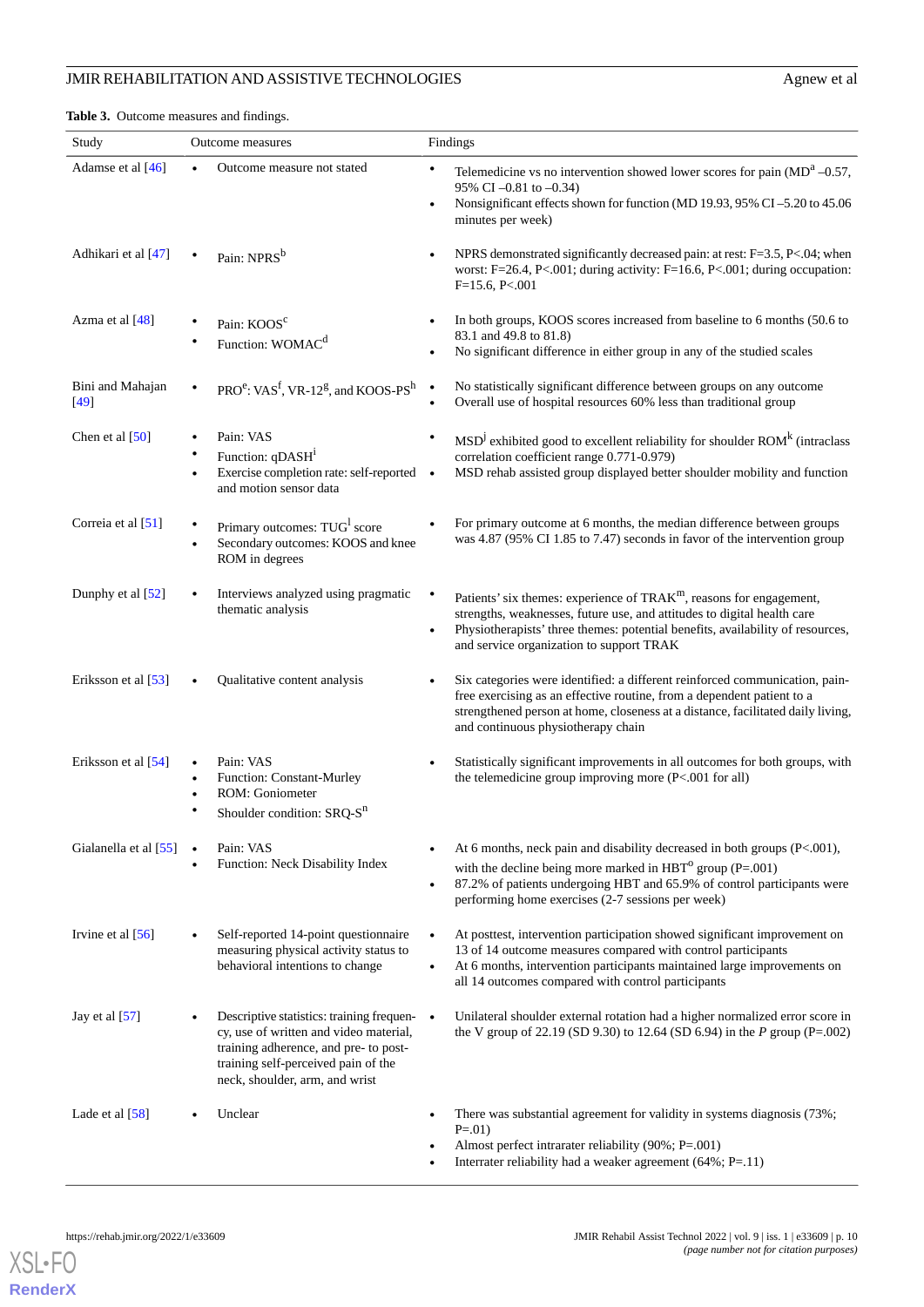**Table 3.** Outcome measures and findings.

| Study | Outcome measures | Findings |
|---|---|---|
| Adamse et al [46] | • Outcome measure not stated | • Telemedicine vs no intervention showed lower scores for pain (MD[a] –0.57, 95% CI –0.81 to –0.34)<br>• Nonsignificant effects shown for function (MD 19.93, 95% CI –5.20 to 45.06 minutes per week) |
| Adhikari et al [47] | • Pain: NPRS[b] | • NPRS demonstrated significantly decreased pain: at rest: F=3.5, P<.04; when worst: F=26.4, P<.001; during activity: F=16.6, P<.001; during occupation: F=15.6, P<.001 |
| Azma et al [48] | • Pain: KOOS[c]<br>• Function: WOMAC[d] | • In both groups, KOOS scores increased from baseline to 6 months (50.6 to 83.1 and 49.8 to 81.8)<br>• No significant difference in either group in any of the studied scales |
| Bini and Mahajan [49] | • PRO[e]: VAS[f], VR-12[g], and KOOS-PS[h] | • No statistically significant difference between groups on any outcome<br>• Overall use of hospital resources 60% less than traditional group |
| Chen et al [50] | • Pain: VAS<br>• Function: qDASH[i]<br>• Exercise completion rate: self-reported and motion sensor data | • MSD[j] exhibited good to excellent reliability for shoulder ROM[k] (intraclass correlation coefficient range 0.771-0.979)<br>• MSD rehab assisted group displayed better shoulder mobility and function |
| Correia et al [51] | • Primary outcomes: TUG[l] score<br>• Secondary outcomes: KOOS and knee ROM in degrees | • For primary outcome at 6 months, the median difference between groups was 4.87 (95% CI 1.85 to 7.47) seconds in favor of the intervention group |
| Dunphy et al [52] | • Interviews analyzed using pragmatic thematic analysis | • Patients' six themes: experience of TRAK[m], reasons for engagement, strengths, weaknesses, future use, and attitudes to digital health care<br>• Physiotherapists' three themes: potential benefits, availability of resources, and service organization to support TRAK |
| Eriksson et al [53] | • Qualitative content analysis | • Six categories were identified: a different reinforced communication, pain-free exercising as an effective routine, from a dependent patient to a strengthened person at home, closeness at a distance, facilitated daily living, and continuous physiotherapy chain |
| Eriksson et al [54] | • Pain: VAS<br>• Function: Constant-Murley<br>• ROM: Goniometer<br>• Shoulder condition: SRQ-S[n] | • Statistically significant improvements in all outcomes for both groups, with the telemedicine group improving more (P<.001 for all) |
| Gialanella et al [55] | • Pain: VAS<br>• Function: Neck Disability Index | • At 6 months, neck pain and disability decreased in both groups (P<.001), with the decline being more marked in HBT[o] group (P=.001)<br>• 87.2% of patients undergoing HBT and 65.9% of control participants were performing home exercises (2-7 sessions per week) |
| Irvine et al [56] | • Self-reported 14-point questionnaire measuring physical activity status to behavioral intentions to change | • At posttest, intervention participation showed significant improvement on 13 of 14 outcome measures compared with control participants<br>• At 6 months, intervention participants maintained large improvements on all 14 outcomes compared with control participants |
| Jay et al [57] | • Descriptive statistics: training frequency, use of written and video material, training adherence, and pre- to post-training self-perceived pain of the neck, shoulder, arm, and wrist | • Unilateral shoulder external rotation had a higher normalized error score in the V group of 22.19 (SD 9.30) to 12.64 (SD 6.94) in the *P* group (P=.002) |
| Lade et al [58] | • Unclear | • There was substantial agreement for validity in systems diagnosis (73%; P=.01)<br>• Almost perfect intrarater reliability (90%; P=.001)<br>• Interrater reliability had a weaker agreement (64%; P=.11) |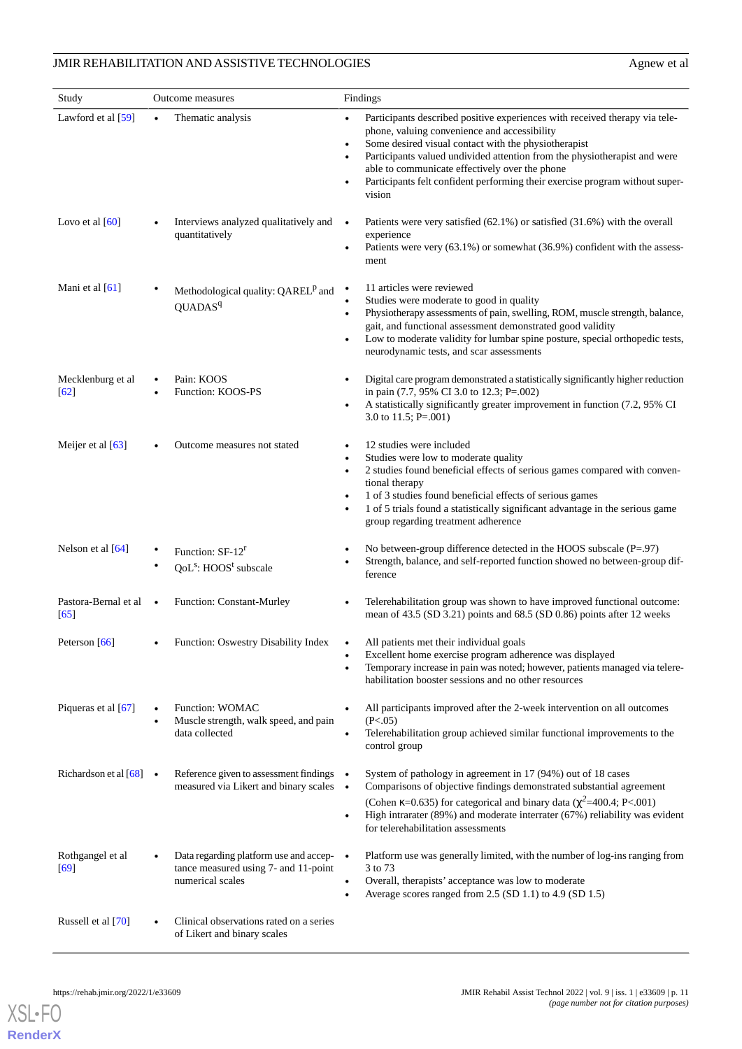| Study | Outcome measures | Findings |
|---|---|---|
| Lawford et al [59] | • Thematic analysis | • Participants described positive experiences with received therapy via telephone, valuing convenience and accessibility<br>• Some desired visual contact with the physiotherapist<br>• Participants valued undivided attention from the physiotherapist and were able to communicate effectively over the phone<br>• Participants felt confident performing their exercise program without supervision |
| Lovo et al [60] | • Interviews analyzed qualitatively and quantitatively | • Patients were very satisfied (62.1%) or satisfied (31.6%) with the overall experience<br>• Patients were very (63.1%) or somewhat (36.9%) confident with the assessment |
| Mani et al [61] | • Methodological quality: QAREL[p] and QUADAS[q] | • 11 articles were reviewed<br>• Studies were moderate to good in quality<br>• Physiotherapy assessments of pain, swelling, ROM, muscle strength, balance, gait, and functional assessment demonstrated good validity<br>• Low to moderate validity for lumbar spine posture, special orthopedic tests, neurodynamic tests, and scar assessments |
| Mecklenburg et al [62] | • Pain: KOOS<br>• Function: KOOS-PS | • Digital care program demonstrated a statistically significantly higher reduction in pain (7.7, 95% CI 3.0 to 12.3; P=.002)<br>• A statistically significantly greater improvement in function (7.2, 95% CI 3.0 to 11.5; P=.001) |
| Meijer et al [63] | • Outcome measures not stated | • 12 studies were included<br>• Studies were low to moderate quality<br>• 2 studies found beneficial effects of serious games compared with conventional therapy<br>• 1 of 3 studies found beneficial effects of serious games<br>• 1 of 5 trials found a statistically significant advantage in the serious game group regarding treatment adherence |
| Nelson et al [64] | • Function: SF-12[r]<br>• QoL[s]: HOOS[t] subscale | • No between-group difference detected in the HOOS subscale (P=.97)<br>• Strength, balance, and self-reported function showed no between-group difference |
| Pastora-Bernal et al [65] | • Function: Constant-Murley | • Telerehabilitation group was shown to have improved functional outcome: mean of 43.5 (SD 3.21) points and 68.5 (SD 0.86) points after 12 weeks |
| Peterson [66] | • Function: Oswestry Disability Index | • All patients met their individual goals<br>• Excellent home exercise program adherence was displayed<br>• Temporary increase in pain was noted; however, patients managed via telerehabilitation booster sessions and no other resources |
| Piqueras et al [67] | • Function: WOMAC<br>• Muscle strength, walk speed, and pain data collected | • All participants improved after the 2-week intervention on all outcomes (P<.05)<br>• Telerehabilitation group achieved similar functional improvements to the control group |
| Richardson et al [68] | • Reference given to assessment findings measured via Likert and binary scales | • System of pathology in agreement in 17 (94%) out of 18 cases<br>• Comparisons of objective findings demonstrated substantial agreement (Cohen κ=0.635) for categorical and binary data ($\chi^2$=400.4; P<.001)<br>• High intrarater (89%) and moderate interrater (67%) reliability was evident for telerehabilitation assessments |
| Rothgangel et al [69] | • Data regarding platform use and acceptance measured using 7- and 11-point numerical scales | • Platform use was generally limited, with the number of log-ins ranging from 3 to 73<br>• Overall, therapists' acceptance was low to moderate<br>• Average scores ranged from 2.5 (SD 1.1) to 4.9 (SD 1.5) |
| Russell et al [70] | • Clinical observations rated on a series of Likert and binary scales | |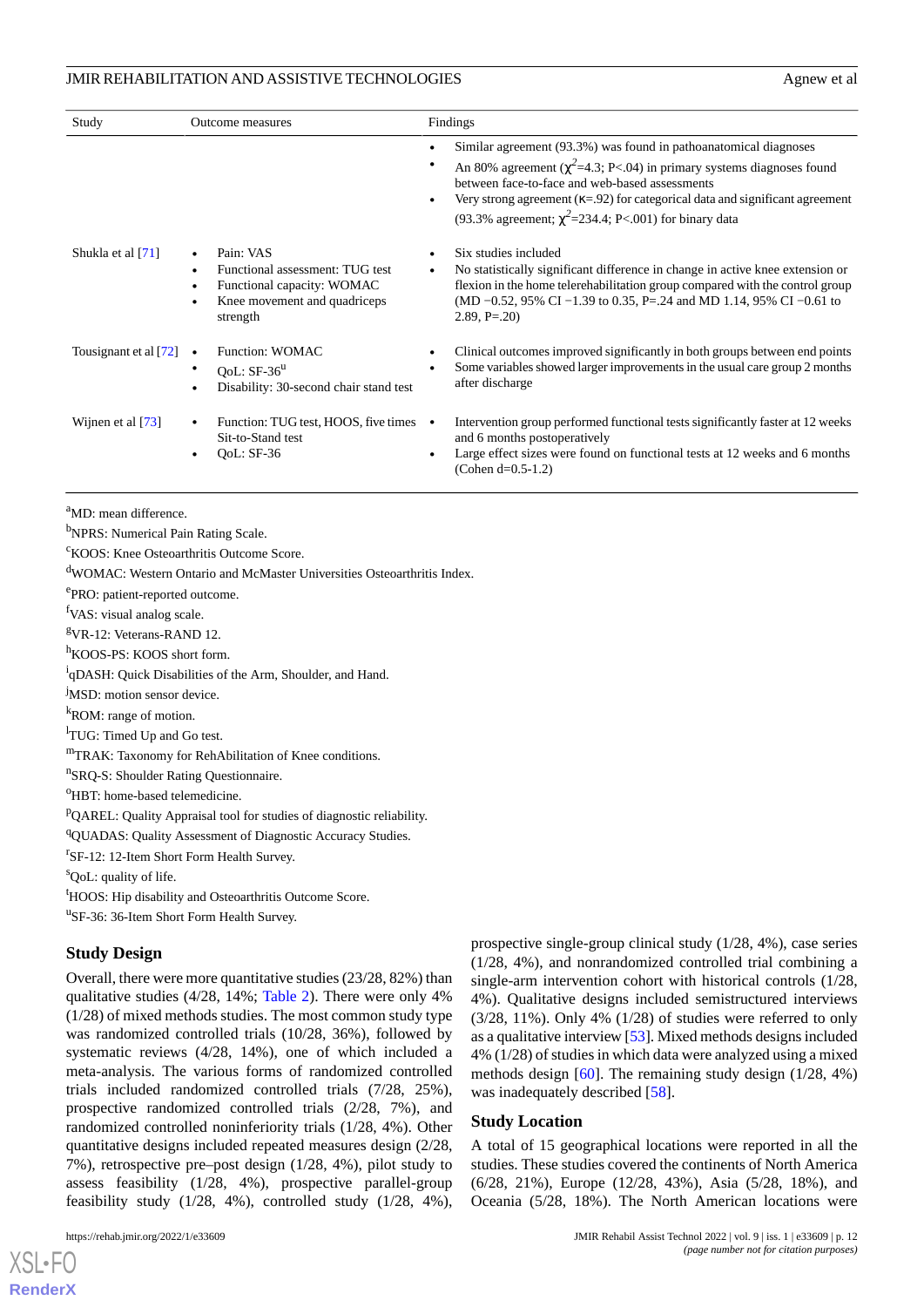| Study | Outcome measures | Findings |
|---|---|---|
| | | • Similar agreement (93.3%) was found in pathoanatomical diagnoses<br>• An 80% agreement ($\chi^2$=4.3; P<.04) in primary systems diagnoses found between face-to-face and web-based assessments<br>• Very strong agreement (κ=.92) for categorical data and significant agreement (93.3% agreement; $\chi^2$=234.4; P<.001) for binary data |
| Shukla et al [71] | • Pain: VAS<br>• Functional assessment: TUG test<br>• Functional capacity: WOMAC<br>• Knee movement and quadriceps strength | • Six studies included<br>• No statistically significant difference in change in active knee extension or flexion in the home telerehabilitation group compared with the control group (MD −0.52, 95% CI −1.39 to 0.35, P=.24 and MD 1.14, 95% CI −0.61 to 2.89, P=.20) |
| Tousignant et al [72] | • Function: WOMAC<br>• QoL: SF-36[u]<br>• Disability: 30-second chair stand test | • Clinical outcomes improved significantly in both groups between end points<br>• Some variables showed larger improvements in the usual care group 2 months after discharge |
| Wijnen et al [73] | • Function: TUG test, HOOS, five times Sit-to-Stand test<br>• QoL: SF-36 | • Intervention group performed functional tests significantly faster at 12 weeks and 6 months postoperatively<br>• Large effect sizes were found on functional tests at 12 weeks and 6 months (Cohen d=0.5-1.2) |

[a]MD: mean difference.
[b]NPRS: Numerical Pain Rating Scale.
[c]KOOS: Knee Osteoarthritis Outcome Score.
[d]WOMAC: Western Ontario and McMaster Universities Osteoarthritis Index.
[e]PRO: patient-reported outcome.
[f]VAS: visual analog scale.
[g]VR-12: Veterans-RAND 12.
[h]KOOS-PS: KOOS short form.
[i]qDASH: Quick Disabilities of the Arm, Shoulder, and Hand.
[j]MSD: motion sensor device.
[k]ROM: range of motion.
[l]TUG: Timed Up and Go test.
[m]TRAK: Taxonomy for RehAbilitation of Knee conditions.
[n]SRQ-S: Shoulder Rating Questionnaire.
[o]HBT: home-based telemedicine.
[p]QAREL: Quality Appraisal tool for studies of diagnostic reliability.
[q]QUADAS: Quality Assessment of Diagnostic Accuracy Studies.
[r]SF-12: 12-Item Short Form Health Survey.
[s]QoL: quality of life.
[t]HOOS: Hip disability and Osteoarthritis Outcome Score.
[u]SF-36: 36-Item Short Form Health Survey.

## Study Design

Overall, there were more quantitative studies (23/28, 82%) than qualitative studies (4/28, 14%; Table 2). There were only 4% (1/28) of mixed methods studies. The most common study type was randomized controlled trials (10/28, 36%), followed by systematic reviews (4/28, 14%), one of which included a meta-analysis. The various forms of randomized controlled trials included randomized controlled trials (7/28, 25%), prospective randomized controlled trials (2/28, 7%), and randomized controlled noninferiority trials (1/28, 4%). Other quantitative designs included repeated measures design (2/28, 7%), retrospective pre–post design (1/28, 4%), pilot study to assess feasibility (1/28, 4%), prospective parallel-group feasibility study (1/28, 4%), controlled study (1/28, 4%), prospective single-group clinical study (1/28, 4%), case series (1/28, 4%), and nonrandomized controlled trial combining a single-arm intervention cohort with historical controls (1/28, 4%). Qualitative designs included semistructured interviews (3/28, 11%). Only 4% (1/28) of studies were referred to only as a qualitative interview [53]. Mixed methods designs included 4% (1/28) of studies in which data were analyzed using a mixed methods design [60]. The remaining study design (1/28, 4%) was inadequately described [58].

## Study Location

A total of 15 geographical locations were reported in all the studies. These studies covered the continents of North America (6/28, 21%), Europe (12/28, 43%), Asia (5/28, 18%), and Oceania (5/28, 18%). The North American locations were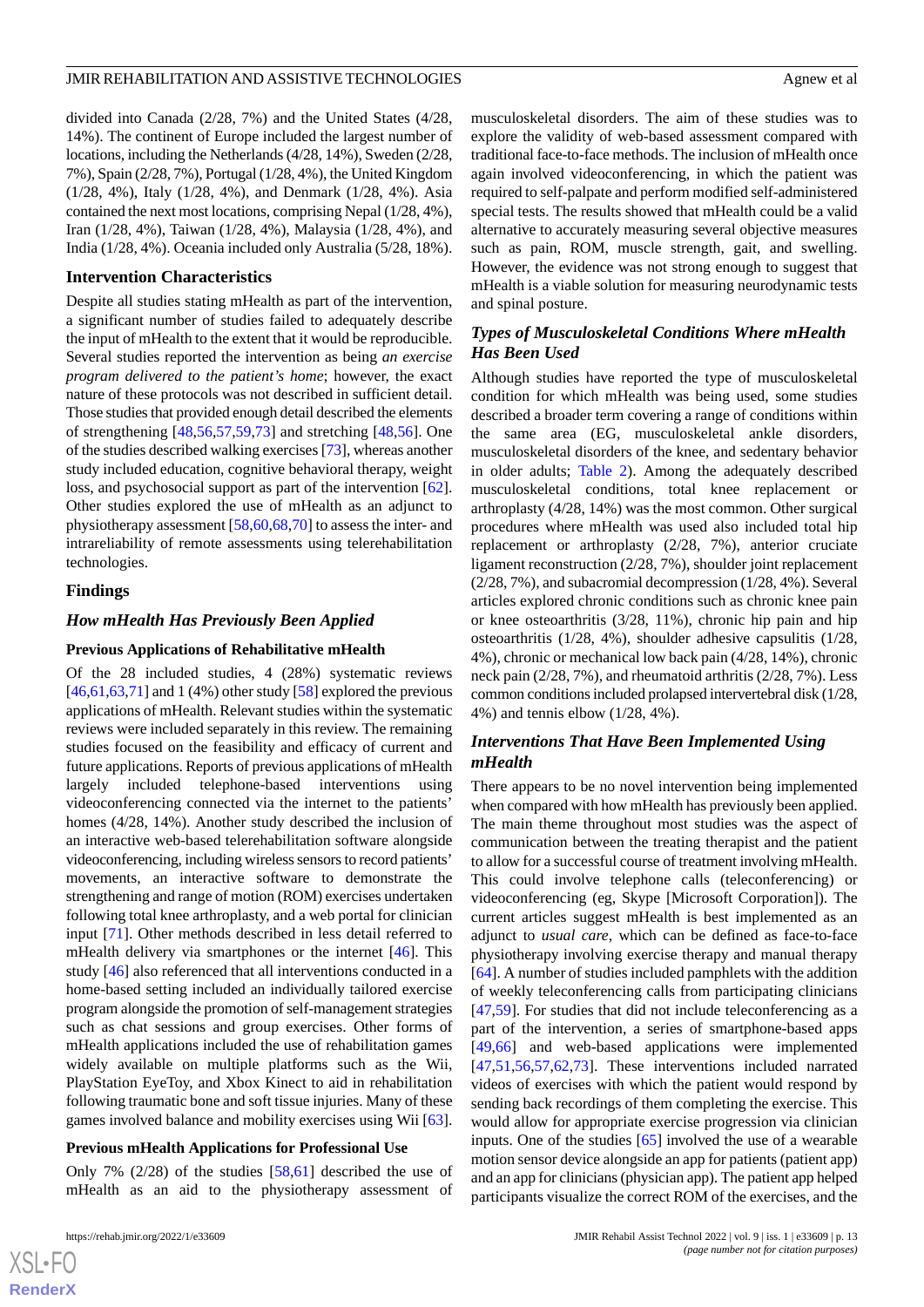divided into Canada (2/28, 7%) and the United States (4/28, 14%). The continent of Europe included the largest number of locations, including the Netherlands (4/28, 14%), Sweden (2/28, 7%), Spain (2/28, 7%), Portugal (1/28, 4%), the United Kingdom (1/28, 4%), Italy (1/28, 4%), and Denmark (1/28, 4%). Asia contained the next most locations, comprising Nepal (1/28, 4%), Iran (1/28, 4%), Taiwan (1/28, 4%), Malaysia (1/28, 4%), and India (1/28, 4%). Oceania included only Australia (5/28, 18%).

### Intervention Characteristics

Despite all studies stating mHealth as part of the intervention, a significant number of studies failed to adequately describe the input of mHealth to the extent that it would be reproducible. Several studies reported the intervention as being *an exercise program delivered to the patient's home*; however, the exact nature of these protocols was not described in sufficient detail. Those studies that provided enough detail described the elements of strengthening [48,56,57,59,73] and stretching [48,56]. One of the studies described walking exercises [73], whereas another study included education, cognitive behavioral therapy, weight loss, and psychosocial support as part of the intervention [62]. Other studies explored the use of mHealth as an adjunct to physiotherapy assessment [58,60,68,70] to assess the inter- and intrareliability of remote assessments using telerehabilitation technologies.

### Findings

#### *How mHealth Has Previously Been Applied*

##### Previous Applications of Rehabilitative mHealth

Of the 28 included studies, 4 (28%) systematic reviews [46,61,63,71] and 1 (4%) other study [58] explored the previous applications of mHealth. Relevant studies within the systematic reviews were included separately in this review. The remaining studies focused on the feasibility and efficacy of current and future applications. Reports of previous applications of mHealth largely included telephone-based interventions using videoconferencing connected via the internet to the patients' homes (4/28, 14%). Another study described the inclusion of an interactive web-based telerehabilitation software alongside videoconferencing, including wireless sensors to record patients' movements, an interactive software to demonstrate the strengthening and range of motion (ROM) exercises undertaken following total knee arthroplasty, and a web portal for clinician input [71]. Other methods described in less detail referred to mHealth delivery via smartphones or the internet [46]. This study [46] also referenced that all interventions conducted in a home-based setting included an individually tailored exercise program alongside the promotion of self-management strategies such as chat sessions and group exercises. Other forms of mHealth applications included the use of rehabilitation games widely available on multiple platforms such as the Wii, PlayStation EyeToy, and Xbox Kinect to aid in rehabilitation following traumatic bone and soft tissue injuries. Many of these games involved balance and mobility exercises using Wii [63].

##### Previous mHealth Applications for Professional Use

Only 7% (2/28) of the studies [58,61] described the use of mHealth as an aid to the physiotherapy assessment of musculoskeletal disorders. The aim of these studies was to explore the validity of web-based assessment compared with traditional face-to-face methods. The inclusion of mHealth once again involved videoconferencing, in which the patient was required to self-palpate and perform modified self-administered special tests. The results showed that mHealth could be a valid alternative to accurately measuring several objective measures such as pain, ROM, muscle strength, gait, and swelling. However, the evidence was not strong enough to suggest that mHealth is a viable solution for measuring neurodynamic tests and spinal posture.

#### *Types of Musculoskeletal Conditions Where mHealth Has Been Used*

Although studies have reported the type of musculoskeletal condition for which mHealth was being used, some studies described a broader term covering a range of conditions within the same area (EG, musculoskeletal ankle disorders, musculoskeletal disorders of the knee, and sedentary behavior in older adults; Table 2). Among the adequately described musculoskeletal conditions, total knee replacement or arthroplasty (4/28, 14%) was the most common. Other surgical procedures where mHealth was used also included total hip replacement or arthroplasty (2/28, 7%), anterior cruciate ligament reconstruction (2/28, 7%), shoulder joint replacement (2/28, 7%), and subacromial decompression (1/28, 4%). Several articles explored chronic conditions such as chronic knee pain or knee osteoarthritis (3/28, 11%), chronic hip pain and hip osteoarthritis (1/28, 4%), shoulder adhesive capsulitis (1/28, 4%), chronic or mechanical low back pain (4/28, 14%), chronic neck pain (2/28, 7%), and rheumatoid arthritis (2/28, 7%). Less common conditions included prolapsed intervertebral disk (1/28, 4%) and tennis elbow (1/28, 4%).

#### *Interventions That Have Been Implemented Using mHealth*

There appears to be no novel intervention being implemented when compared with how mHealth has previously been applied. The main theme throughout most studies was the aspect of communication between the treating therapist and the patient to allow for a successful course of treatment involving mHealth. This could involve telephone calls (teleconferencing) or videoconferencing (eg, Skype [Microsoft Corporation]). The current articles suggest mHealth is best implemented as an adjunct to *usual care*, which can be defined as face-to-face physiotherapy involving exercise therapy and manual therapy [64]. A number of studies included pamphlets with the addition of weekly teleconferencing calls from participating clinicians [47,59]. For studies that did not include teleconferencing as a part of the intervention, a series of smartphone-based apps [49,66] and web-based applications were implemented [47,51,56,57,62,73]. These interventions included narrated videos of exercises with which the patient would respond by sending back recordings of them completing the exercise. This would allow for appropriate exercise progression via clinician inputs. One of the studies [65] involved the use of a wearable motion sensor device alongside an app for patients (patient app) and an app for clinicians (physician app). The patient app helped participants visualize the correct ROM of the exercises, and the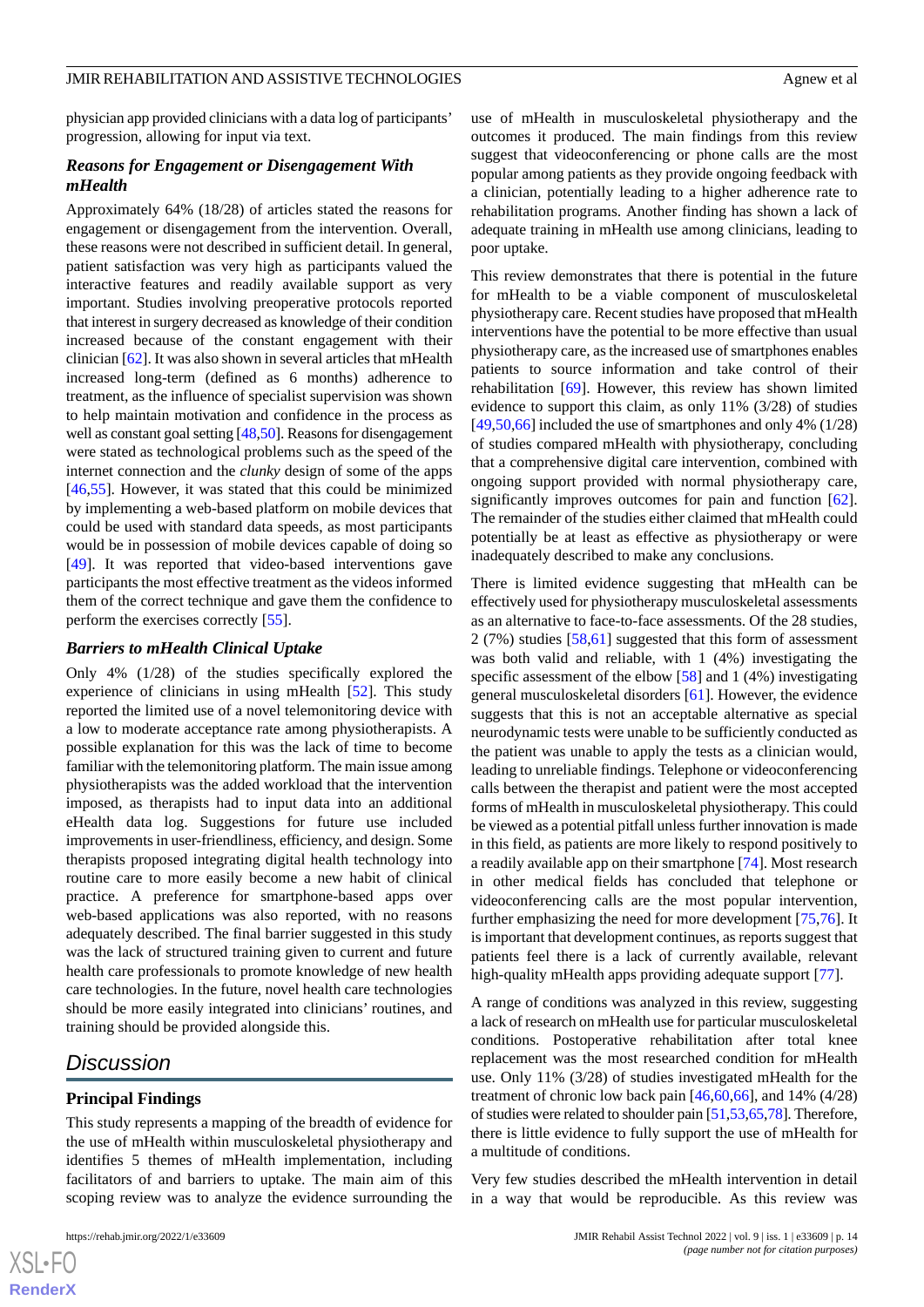physician app provided clinicians with a data log of participants' progression, allowing for input via text.

### *Reasons for Engagement or Disengagement With mHealth*

Approximately 64% (18/28) of articles stated the reasons for engagement or disengagement from the intervention. Overall, these reasons were not described in sufficient detail. In general, patient satisfaction was very high as participants valued the interactive features and readily available support as very important. Studies involving preoperative protocols reported that interest in surgery decreased as knowledge of their condition increased because of the constant engagement with their clinician [62]. It was also shown in several articles that mHealth increased long-term (defined as 6 months) adherence to treatment, as the influence of specialist supervision was shown to help maintain motivation and confidence in the process as well as constant goal setting [48,50]. Reasons for disengagement were stated as technological problems such as the speed of the internet connection and the *clunky* design of some of the apps [46,55]. However, it was stated that this could be minimized by implementing a web-based platform on mobile devices that could be used with standard data speeds, as most participants would be in possession of mobile devices capable of doing so [49]. It was reported that video-based interventions gave participants the most effective treatment as the videos informed them of the correct technique and gave them the confidence to perform the exercises correctly [55].

### *Barriers to mHealth Clinical Uptake*

Only 4% (1/28) of the studies specifically explored the experience of clinicians in using mHealth [52]. This study reported the limited use of a novel telemonitoring device with a low to moderate acceptance rate among physiotherapists. A possible explanation for this was the lack of time to become familiar with the telemonitoring platform. The main issue among physiotherapists was the added workload that the intervention imposed, as therapists had to input data into an additional eHealth data log. Suggestions for future use included improvements in user-friendliness, efficiency, and design. Some therapists proposed integrating digital health technology into routine care to more easily become a new habit of clinical practice. A preference for smartphone-based apps over web-based applications was also reported, with no reasons adequately described. The final barrier suggested in this study was the lack of structured training given to current and future health care professionals to promote knowledge of new health care technologies. In the future, novel health care technologies should be more easily integrated into clinicians' routines, and training should be provided alongside this.

## Discussion

### Principal Findings

This study represents a mapping of the breadth of evidence for the use of mHealth within musculoskeletal physiotherapy and identifies 5 themes of mHealth implementation, including facilitators of and barriers to uptake. The main aim of this scoping review was to analyze the evidence surrounding the use of mHealth in musculoskeletal physiotherapy and the outcomes it produced. The main findings from this review suggest that videoconferencing or phone calls are the most popular among patients as they provide ongoing feedback with a clinician, potentially leading to a higher adherence rate to rehabilitation programs. Another finding has shown a lack of adequate training in mHealth use among clinicians, leading to poor uptake.

This review demonstrates that there is potential in the future for mHealth to be a viable component of musculoskeletal physiotherapy care. Recent studies have proposed that mHealth interventions have the potential to be more effective than usual physiotherapy care, as the increased use of smartphones enables patients to source information and take control of their rehabilitation [69]. However, this review has shown limited evidence to support this claim, as only 11% (3/28) of studies [49,50,66] included the use of smartphones and only 4% (1/28) of studies compared mHealth with physiotherapy, concluding that a comprehensive digital care intervention, combined with ongoing support provided with normal physiotherapy care, significantly improves outcomes for pain and function [62]. The remainder of the studies either claimed that mHealth could potentially be at least as effective as physiotherapy or were inadequately described to make any conclusions.

There is limited evidence suggesting that mHealth can be effectively used for physiotherapy musculoskeletal assessments as an alternative to face-to-face assessments. Of the 28 studies, 2 (7%) studies [58,61] suggested that this form of assessment was both valid and reliable, with 1 (4%) investigating the specific assessment of the elbow [58] and 1 (4%) investigating general musculoskeletal disorders [61]. However, the evidence suggests that this is not an acceptable alternative as special neurodynamic tests were unable to be sufficiently conducted as the patient was unable to apply the tests as a clinician would, leading to unreliable findings. Telephone or videoconferencing calls between the therapist and patient were the most accepted forms of mHealth in musculoskeletal physiotherapy. This could be viewed as a potential pitfall unless further innovation is made in this field, as patients are more likely to respond positively to a readily available app on their smartphone [74]. Most research in other medical fields has concluded that telephone or videoconferencing calls are the most popular intervention, further emphasizing the need for more development [75,76]. It is important that development continues, as reports suggest that patients feel there is a lack of currently available, relevant high-quality mHealth apps providing adequate support [77].

A range of conditions was analyzed in this review, suggesting a lack of research on mHealth use for particular musculoskeletal conditions. Postoperative rehabilitation after total knee replacement was the most researched condition for mHealth use. Only 11% (3/28) of studies investigated mHealth for the treatment of chronic low back pain [46,60,66], and 14% (4/28) of studies were related to shoulder pain [51,53,65,78]. Therefore, there is little evidence to fully support the use of mHealth for a multitude of conditions.

Very few studies described the mHealth intervention in detail in a way that would be reproducible. As this review was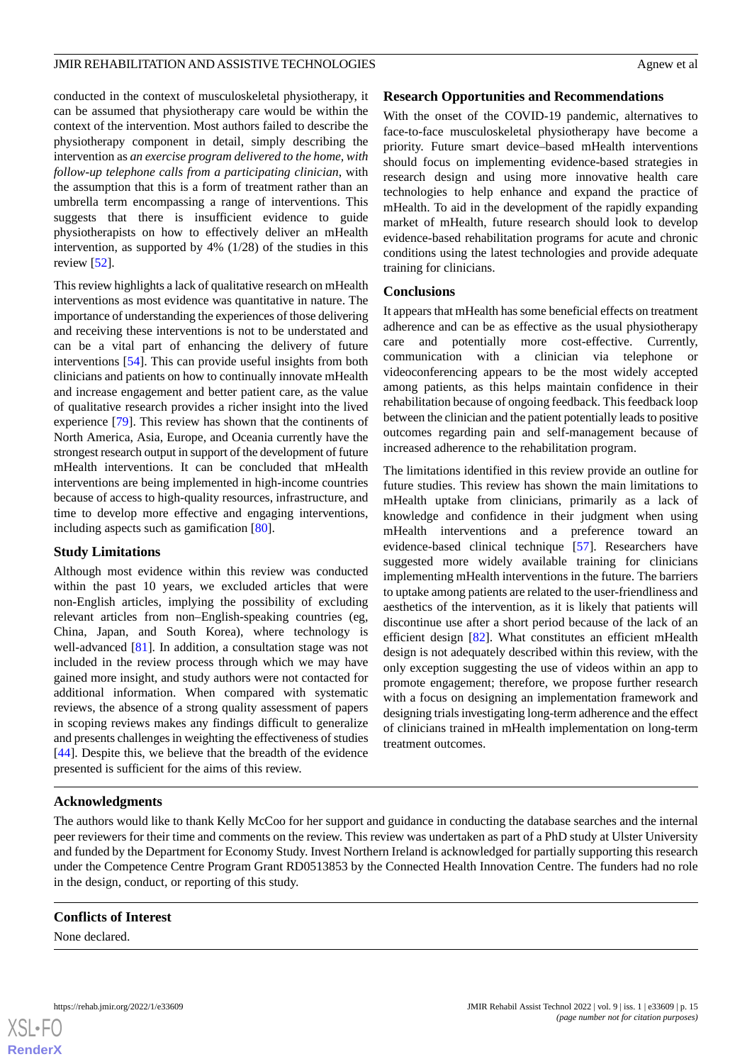conducted in the context of musculoskeletal physiotherapy, it can be assumed that physiotherapy care would be within the context of the intervention. Most authors failed to describe the physiotherapy component in detail, simply describing the intervention as *an exercise program delivered to the home, with follow-up telephone calls from a participating clinician*, with the assumption that this is a form of treatment rather than an umbrella term encompassing a range of interventions. This suggests that there is insufficient evidence to guide physiotherapists on how to effectively deliver an mHealth intervention, as supported by 4% (1/28) of the studies in this review [52].

This review highlights a lack of qualitative research on mHealth interventions as most evidence was quantitative in nature. The importance of understanding the experiences of those delivering and receiving these interventions is not to be understated and can be a vital part of enhancing the delivery of future interventions [54]. This can provide useful insights from both clinicians and patients on how to continually innovate mHealth and increase engagement and better patient care, as the value of qualitative research provides a richer insight into the lived experience [79]. This review has shown that the continents of North America, Asia, Europe, and Oceania currently have the strongest research output in support of the development of future mHealth interventions. It can be concluded that mHealth interventions are being implemented in high-income countries because of access to high-quality resources, infrastructure, and time to develop more effective and engaging interventions, including aspects such as gamification [80].

### Study Limitations

Although most evidence within this review was conducted within the past 10 years, we excluded articles that were non-English articles, implying the possibility of excluding relevant articles from non–English-speaking countries (eg, China, Japan, and South Korea), where technology is well-advanced [81]. In addition, a consultation stage was not included in the review process through which we may have gained more insight, and study authors were not contacted for additional information. When compared with systematic reviews, the absence of a strong quality assessment of papers in scoping reviews makes any findings difficult to generalize and presents challenges in weighting the effectiveness of studies [44]. Despite this, we believe that the breadth of the evidence presented is sufficient for the aims of this review.

### Research Opportunities and Recommendations

With the onset of the COVID-19 pandemic, alternatives to face-to-face musculoskeletal physiotherapy have become a priority. Future smart device–based mHealth interventions should focus on implementing evidence-based strategies in research design and using more innovative health care technologies to help enhance and expand the practice of mHealth. To aid in the development of the rapidly expanding market of mHealth, future research should look to develop evidence-based rehabilitation programs for acute and chronic conditions using the latest technologies and provide adequate training for clinicians.

### Conclusions

It appears that mHealth has some beneficial effects on treatment adherence and can be as effective as the usual physiotherapy care and potentially more cost-effective. Currently, communication with a clinician via telephone or videoconferencing appears to be the most widely accepted among patients, as this helps maintain confidence in their rehabilitation because of ongoing feedback. This feedback loop between the clinician and the patient potentially leads to positive outcomes regarding pain and self-management because of increased adherence to the rehabilitation program.

The limitations identified in this review provide an outline for future studies. This review has shown the main limitations to mHealth uptake from clinicians, primarily as a lack of knowledge and confidence in their judgment when using mHealth interventions and a preference toward an evidence-based clinical technique [57]. Researchers have suggested more widely available training for clinicians implementing mHealth interventions in the future. The barriers to uptake among patients are related to the user-friendliness and aesthetics of the intervention, as it is likely that patients will discontinue use after a short period because of the lack of an efficient design [82]. What constitutes an efficient mHealth design is not adequately described within this review, with the only exception suggesting the use of videos within an app to promote engagement; therefore, we propose further research with a focus on designing an implementation framework and designing trials investigating long-term adherence and the effect of clinicians trained in mHealth implementation on long-term treatment outcomes.

## Acknowledgments

The authors would like to thank Kelly McCoo for her support and guidance in conducting the database searches and the internal peer reviewers for their time and comments on the review. This review was undertaken as part of a PhD study at Ulster University and funded by the Department for Economy Study. Invest Northern Ireland is acknowledged for partially supporting this research under the Competence Centre Program Grant RD0513853 by the Connected Health Innovation Centre. The funders had no role in the design, conduct, or reporting of this study.

## Conflicts of Interest

None declared.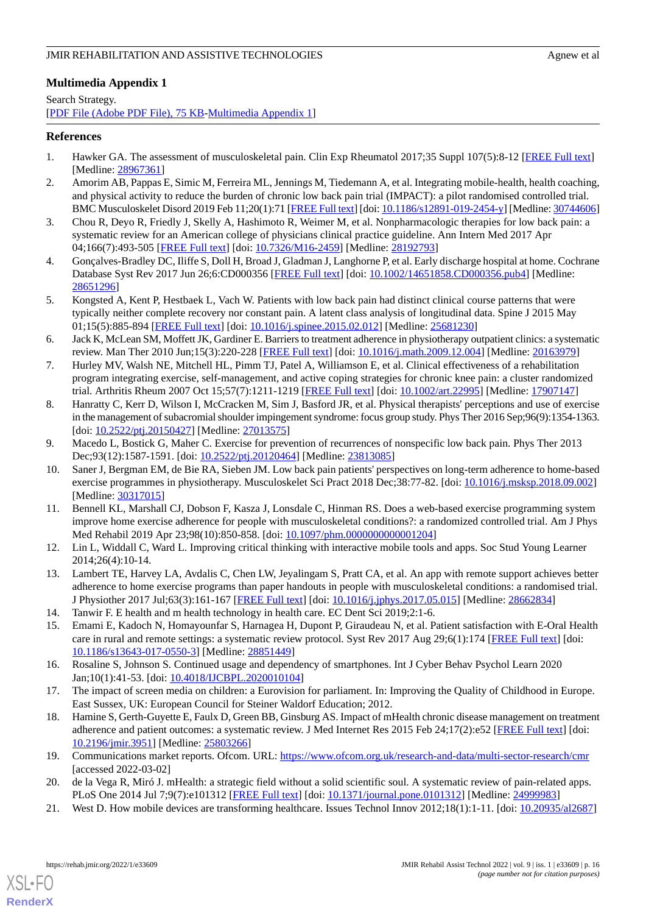## Multimedia Appendix 1

Search Strategy.

[PDF File (Adobe PDF File), 75 KB-Multimedia Appendix 1]

## References

1. Hawker GA. The assessment of musculoskeletal pain. Clin Exp Rheumatol 2017;35 Suppl 107(5):8-12 [FREE Full text] [Medline: 28967361]
2. Amorim AB, Pappas E, Simic M, Ferreira ML, Jennings M, Tiedemann A, et al. Integrating mobile-health, health coaching, and physical activity to reduce the burden of chronic low back pain trial (IMPACT): a pilot randomised controlled trial. BMC Musculoskelet Disord 2019 Feb 11;20(1):71 [FREE Full text] [doi: 10.1186/s12891-019-2454-y] [Medline: 30744606]
3. Chou R, Deyo R, Friedly J, Skelly A, Hashimoto R, Weimer M, et al. Nonpharmacologic therapies for low back pain: a systematic review for an American college of physicians clinical practice guideline. Ann Intern Med 2017 Apr 04;166(7):493-505 [FREE Full text] [doi: 10.7326/M16-2459] [Medline: 28192793]
4. Gonçalves-Bradley DC, Iliffe S, Doll H, Broad J, Gladman J, Langhorne P, et al. Early discharge hospital at home. Cochrane Database Syst Rev 2017 Jun 26;6:CD000356 [FREE Full text] [doi: 10.1002/14651858.CD000356.pub4] [Medline: 28651296]
5. Kongsted A, Kent P, Hestbaek L, Vach W. Patients with low back pain had distinct clinical course patterns that were typically neither complete recovery nor constant pain. A latent class analysis of longitudinal data. Spine J 2015 May 01;15(5):885-894 [FREE Full text] [doi: 10.1016/j.spinee.2015.02.012] [Medline: 25681230]
6. Jack K, McLean SM, Moffett JK, Gardiner E. Barriers to treatment adherence in physiotherapy outpatient clinics: a systematic review. Man Ther 2010 Jun;15(3):220-228 [FREE Full text] [doi: 10.1016/j.math.2009.12.004] [Medline: 20163979]
7. Hurley MV, Walsh NE, Mitchell HL, Pimm TJ, Patel A, Williamson E, et al. Clinical effectiveness of a rehabilitation program integrating exercise, self-management, and active coping strategies for chronic knee pain: a cluster randomized trial. Arthritis Rheum 2007 Oct 15;57(7):1211-1219 [FREE Full text] [doi: 10.1002/art.22995] [Medline: 17907147]
8. Hanratty C, Kerr D, Wilson I, McCracken M, Sim J, Basford JR, et al. Physical therapists' perceptions and use of exercise in the management of subacromial shoulder impingement syndrome: focus group study. Phys Ther 2016 Sep;96(9):1354-1363. [doi: 10.2522/ptj.20150427] [Medline: 27013575]
9. Macedo L, Bostick G, Maher C. Exercise for prevention of recurrences of nonspecific low back pain. Phys Ther 2013 Dec;93(12):1587-1591. [doi: 10.2522/ptj.20120464] [Medline: 23813085]
10. Saner J, Bergman EM, de Bie RA, Sieben JM. Low back pain patients' perspectives on long-term adherence to home-based exercise programmes in physiotherapy. Musculoskelet Sci Pract 2018 Dec;38:77-82. [doi: 10.1016/j.msksp.2018.09.002] [Medline: 30317015]
11. Bennell KL, Marshall CJ, Dobson F, Kasza J, Lonsdale C, Hinman RS. Does a web-based exercise programming system improve home exercise adherence for people with musculoskeletal conditions?: a randomized controlled trial. Am J Phys Med Rehabil 2019 Apr 23;98(10):850-858. [doi: 10.1097/phm.0000000000001204]
12. Lin L, Widdall C, Ward L. Improving critical thinking with interactive mobile tools and apps. Soc Stud Young Learner 2014;26(4):10-14.
13. Lambert TE, Harvey LA, Avdalis C, Chen LW, Jeyalingam S, Pratt CA, et al. An app with remote support achieves better adherence to home exercise programs than paper handouts in people with musculoskeletal conditions: a randomised trial. J Physiother 2017 Jul;63(3):161-167 [FREE Full text] [doi: 10.1016/j.jphys.2017.05.015] [Medline: 28662834]
14. Tanwir F. E health and m health technology in health care. EC Dent Sci 2019;2:1-6.
15. Emami E, Kadoch N, Homayounfar S, Harnagea H, Dupont P, Giraudeau N, et al. Patient satisfaction with E-Oral Health care in rural and remote settings: a systematic review protocol. Syst Rev 2017 Aug 29;6(1):174 [FREE Full text] [doi: 10.1186/s13643-017-0550-3] [Medline: 28851449]
16. Rosaline S, Johnson S. Continued usage and dependency of smartphones. Int J Cyber Behav Psychol Learn 2020 Jan;10(1):41-53. [doi: 10.4018/IJCBPL.2020010104]
17. The impact of screen media on children: a Eurovision for parliament. In: Improving the Quality of Childhood in Europe. East Sussex, UK: European Council for Steiner Waldorf Education; 2012.
18. Hamine S, Gerth-Guyette E, Faulx D, Green BB, Ginsburg AS. Impact of mHealth chronic disease management on treatment adherence and patient outcomes: a systematic review. J Med Internet Res 2015 Feb 24;17(2):e52 [FREE Full text] [doi: 10.2196/jmir.3951] [Medline: 25803266]
19. Communications market reports. Ofcom. URL: https://www.ofcom.org.uk/research-and-data/multi-sector-research/cmr [accessed 2022-03-02]
20. de la Vega R, Miró J. mHealth: a strategic field without a solid scientific soul. A systematic review of pain-related apps. PLoS One 2014 Jul 7;9(7):e101312 [FREE Full text] [doi: 10.1371/journal.pone.0101312] [Medline: 24999983]
21. West D. How mobile devices are transforming healthcare. Issues Technol Innov 2012;18(1):1-11. [doi: 10.20935/al2687]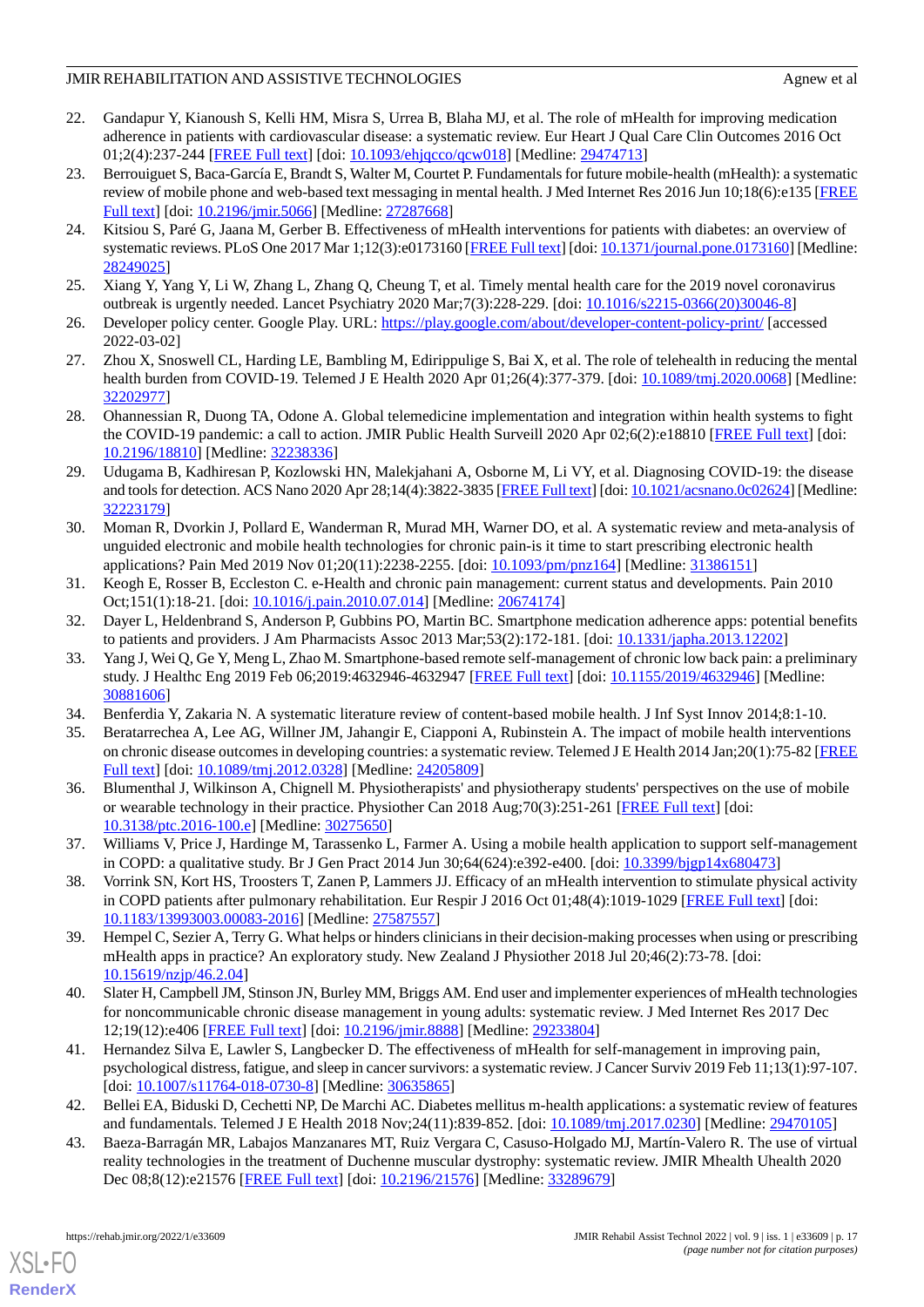22. Gandapur Y, Kianoush S, Kelli HM, Misra S, Urrea B, Blaha MJ, et al. The role of mHealth for improving medication adherence in patients with cardiovascular disease: a systematic review. Eur Heart J Qual Care Clin Outcomes 2016 Oct 01;2(4):237-244 [FREE Full text] [doi: 10.1093/ehjqcco/qcw018] [Medline: 29474713]
23. Berrouiguet S, Baca-García E, Brandt S, Walter M, Courtet P. Fundamentals for future mobile-health (mHealth): a systematic review of mobile phone and web-based text messaging in mental health. J Med Internet Res 2016 Jun 10;18(6):e135 [FREE Full text] [doi: 10.2196/jmir.5066] [Medline: 27287668]
24. Kitsiou S, Paré G, Jaana M, Gerber B. Effectiveness of mHealth interventions for patients with diabetes: an overview of systematic reviews. PLoS One 2017 Mar 1;12(3):e0173160 [FREE Full text] [doi: 10.1371/journal.pone.0173160] [Medline: 28249025]
25. Xiang Y, Yang Y, Li W, Zhang L, Zhang Q, Cheung T, et al. Timely mental health care for the 2019 novel coronavirus outbreak is urgently needed. Lancet Psychiatry 2020 Mar;7(3):228-229. [doi: 10.1016/s2215-0366(20)30046-8]
26. Developer policy center. Google Play. URL: https://play.google.com/about/developer-content-policy-print/ [accessed 2022-03-02]
27. Zhou X, Snoswell CL, Harding LE, Bambling M, Edirippulige S, Bai X, et al. The role of telehealth in reducing the mental health burden from COVID-19. Telemed J E Health 2020 Apr 01;26(4):377-379. [doi: 10.1089/tmj.2020.0068] [Medline: 32202977]
28. Ohannessian R, Duong TA, Odone A. Global telemedicine implementation and integration within health systems to fight the COVID-19 pandemic: a call to action. JMIR Public Health Surveill 2020 Apr 02;6(2):e18810 [FREE Full text] [doi: 10.2196/18810] [Medline: 32238336]
29. Udugama B, Kadhiresan P, Kozlowski HN, Malekjahani A, Osborne M, Li VY, et al. Diagnosing COVID-19: the disease and tools for detection. ACS Nano 2020 Apr 28;14(4):3822-3835 [FREE Full text] [doi: 10.1021/acsnano.0c02624] [Medline: 32223179]
30. Moman R, Dvorkin J, Pollard E, Wanderman R, Murad MH, Warner DO, et al. A systematic review and meta-analysis of unguided electronic and mobile health technologies for chronic pain-is it time to start prescribing electronic health applications? Pain Med 2019 Nov 01;20(11):2238-2255. [doi: 10.1093/pm/pnz164] [Medline: 31386151]
31. Keogh E, Rosser B, Eccleston C. e-Health and chronic pain management: current status and developments. Pain 2010 Oct;151(1):18-21. [doi: 10.1016/j.pain.2010.07.014] [Medline: 20674174]
32. Dayer L, Heldenbrand S, Anderson P, Gubbins PO, Martin BC. Smartphone medication adherence apps: potential benefits to patients and providers. J Am Pharmacists Assoc 2013 Mar;53(2):172-181. [doi: 10.1331/japha.2013.12202]
33. Yang J, Wei Q, Ge Y, Meng L, Zhao M. Smartphone-based remote self-management of chronic low back pain: a preliminary study. J Healthc Eng 2019 Feb 06;2019:4632946-4632947 [FREE Full text] [doi: 10.1155/2019/4632946] [Medline: 30881606]
34. Benferdia Y, Zakaria N. A systematic literature review of content-based mobile health. J Inf Syst Innov 2014;8:1-10.
35. Beratarrechea A, Lee AG, Willner JM, Jahangir E, Ciapponi A, Rubinstein A. The impact of mobile health interventions on chronic disease outcomes in developing countries: a systematic review. Telemed J E Health 2014 Jan;20(1):75-82 [FREE Full text] [doi: 10.1089/tmj.2012.0328] [Medline: 24205809]
36. Blumenthal J, Wilkinson A, Chignell M. Physiotherapists' and physiotherapy students' perspectives on the use of mobile or wearable technology in their practice. Physiother Can 2018 Aug;70(3):251-261 [FREE Full text] [doi: 10.3138/ptc.2016-100.e] [Medline: 30275650]
37. Williams V, Price J, Hardinge M, Tarassenko L, Farmer A. Using a mobile health application to support self-management in COPD: a qualitative study. Br J Gen Pract 2014 Jun 30;64(624):e392-e400. [doi: 10.3399/bjgp14x680473]
38. Vorrink SN, Kort HS, Troosters T, Zanen P, Lammers JJ. Efficacy of an mHealth intervention to stimulate physical activity in COPD patients after pulmonary rehabilitation. Eur Respir J 2016 Oct 01;48(4):1019-1029 [FREE Full text] [doi: 10.1183/13993003.00083-2016] [Medline: 27587557]
39. Hempel C, Sezier A, Terry G. What helps or hinders clinicians in their decision-making processes when using or prescribing mHealth apps in practice? An exploratory study. New Zealand J Physiother 2018 Jul 20;46(2):73-78. [doi: 10.15619/nzjp/46.2.04]
40. Slater H, Campbell JM, Stinson JN, Burley MM, Briggs AM. End user and implementer experiences of mHealth technologies for noncommunicable chronic disease management in young adults: systematic review. J Med Internet Res 2017 Dec 12;19(12):e406 [FREE Full text] [doi: 10.2196/jmir.8888] [Medline: 29233804]
41. Hernandez Silva E, Lawler S, Langbecker D. The effectiveness of mHealth for self-management in improving pain, psychological distress, fatigue, and sleep in cancer survivors: a systematic review. J Cancer Surviv 2019 Feb 11;13(1):97-107. [doi: 10.1007/s11764-018-0730-8] [Medline: 30635865]
42. Bellei EA, Biduski D, Cechetti NP, De Marchi AC. Diabetes mellitus m-health applications: a systematic review of features and fundamentals. Telemed J E Health 2018 Nov;24(11):839-852. [doi: 10.1089/tmj.2017.0230] [Medline: 29470105]
43. Baeza-Barragán MR, Labajos Manzanares MT, Ruiz Vergara C, Casuso-Holgado MJ, Martín-Valero R. The use of virtual reality technologies in the treatment of Duchenne muscular dystrophy: systematic review. JMIR Mhealth Uhealth 2020 Dec 08;8(12):e21576 [FREE Full text] [doi: 10.2196/21576] [Medline: 33289679]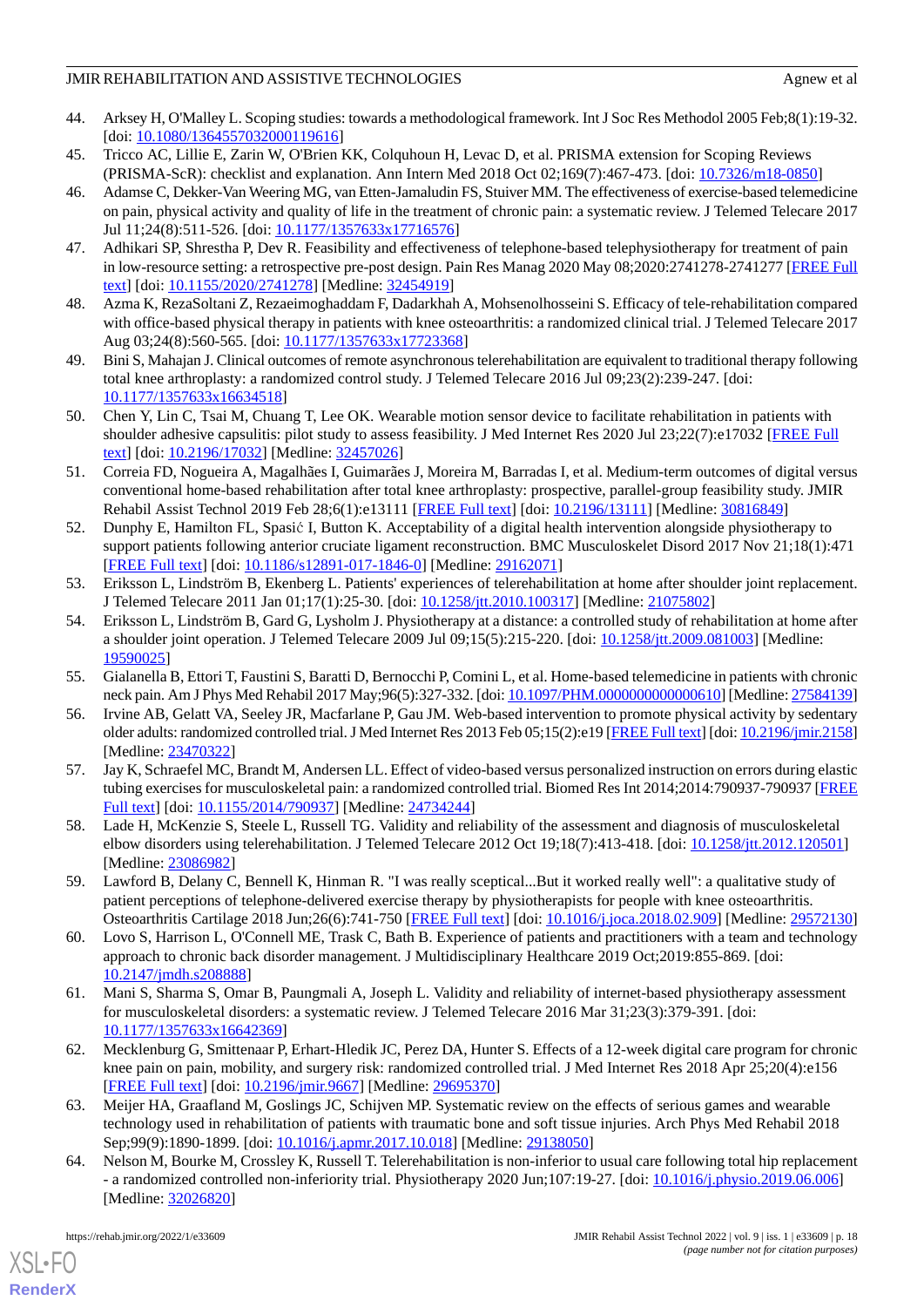44. Arksey H, O'Malley L. Scoping studies: towards a methodological framework. Int J Soc Res Methodol 2005 Feb;8(1):19-32. [doi: 10.1080/1364557032000119616]
45. Tricco AC, Lillie E, Zarin W, O'Brien KK, Colquhoun H, Levac D, et al. PRISMA extension for Scoping Reviews (PRISMA-ScR): checklist and explanation. Ann Intern Med 2018 Oct 02;169(7):467-473. [doi: 10.7326/m18-0850]
46. Adamse C, Dekker-Van Weering MG, van Etten-Jamaludin FS, Stuiver MM. The effectiveness of exercise-based telemedicine on pain, physical activity and quality of life in the treatment of chronic pain: a systematic review. J Telemed Telecare 2017 Jul 11;24(8):511-526. [doi: 10.1177/1357633x17716576]
47. Adhikari SP, Shrestha P, Dev R. Feasibility and effectiveness of telephone-based telephysiotherapy for treatment of pain in low-resource setting: a retrospective pre-post design. Pain Res Manag 2020 May 08;2020:2741278-2741277 [FREE Full text] [doi: 10.1155/2020/2741278] [Medline: 32454919]
48. Azma K, RezaSoltani Z, Rezaeimoghaddam F, Dadarkhah A, Mohsenolhosseini S. Efficacy of tele-rehabilitation compared with office-based physical therapy in patients with knee osteoarthritis: a randomized clinical trial. J Telemed Telecare 2017 Aug 03;24(8):560-565. [doi: 10.1177/1357633x17723368]
49. Bini S, Mahajan J. Clinical outcomes of remote asynchronous telerehabilitation are equivalent to traditional therapy following total knee arthroplasty: a randomized control study. J Telemed Telecare 2016 Jul 09;23(2):239-247. [doi: 10.1177/1357633x16634518]
50. Chen Y, Lin C, Tsai M, Chuang T, Lee OK. Wearable motion sensor device to facilitate rehabilitation in patients with shoulder adhesive capsulitis: pilot study to assess feasibility. J Med Internet Res 2020 Jul 23;22(7):e17032 [FREE Full text] [doi: 10.2196/17032] [Medline: 32457026]
51. Correia FD, Nogueira A, Magalhães I, Guimarães J, Moreira M, Barradas I, et al. Medium-term outcomes of digital versus conventional home-based rehabilitation after total knee arthroplasty: prospective, parallel-group feasibility study. JMIR Rehabil Assist Technol 2019 Feb 28;6(1):e13111 [FREE Full text] [doi: 10.2196/13111] [Medline: 30816849]
52. Dunphy E, Hamilton FL, Spasić I, Button K. Acceptability of a digital health intervention alongside physiotherapy to support patients following anterior cruciate ligament reconstruction. BMC Musculoskelet Disord 2017 Nov 21;18(1):471 [FREE Full text] [doi: 10.1186/s12891-017-1846-0] [Medline: 29162071]
53. Eriksson L, Lindström B, Ekenberg L. Patients' experiences of telerehabilitation at home after shoulder joint replacement. J Telemed Telecare 2011 Jan 01;17(1):25-30. [doi: 10.1258/jtt.2010.100317] [Medline: 21075802]
54. Eriksson L, Lindström B, Gard G, Lysholm J. Physiotherapy at a distance: a controlled study of rehabilitation at home after a shoulder joint operation. J Telemed Telecare 2009 Jul 09;15(5):215-220. [doi: 10.1258/jtt.2009.081003] [Medline: 19590025]
55. Gialanella B, Ettori T, Faustini S, Baratti D, Bernocchi P, Comini L, et al. Home-based telemedicine in patients with chronic neck pain. Am J Phys Med Rehabil 2017 May;96(5):327-332. [doi: 10.1097/PHM.0000000000000610] [Medline: 27584139]
56. Irvine AB, Gelatt VA, Seeley JR, Macfarlane P, Gau JM. Web-based intervention to promote physical activity by sedentary older adults: randomized controlled trial. J Med Internet Res 2013 Feb 05;15(2):e19 [FREE Full text] [doi: 10.2196/jmir.2158] [Medline: 23470322]
57. Jay K, Schraefel MC, Brandt M, Andersen LL. Effect of video-based versus personalized instruction on errors during elastic tubing exercises for musculoskeletal pain: a randomized controlled trial. Biomed Res Int 2014;2014:790937-790937 [FREE Full text] [doi: 10.1155/2014/790937] [Medline: 24734244]
58. Lade H, McKenzie S, Steele L, Russell TG. Validity and reliability of the assessment and diagnosis of musculoskeletal elbow disorders using telerehabilitation. J Telemed Telecare 2012 Oct 19;18(7):413-418. [doi: 10.1258/jtt.2012.120501] [Medline: 23086982]
59. Lawford B, Delany C, Bennell K, Hinman R. "I was really sceptical...But it worked really well": a qualitative study of patient perceptions of telephone-delivered exercise therapy by physiotherapists for people with knee osteoarthritis. Osteoarthritis Cartilage 2018 Jun;26(6):741-750 [FREE Full text] [doi: 10.1016/j.joca.2018.02.909] [Medline: 29572130]
60. Lovo S, Harrison L, O'Connell ME, Trask C, Bath B. Experience of patients and practitioners with a team and technology approach to chronic back disorder management. J Multidisciplinary Healthcare 2019 Oct;2019:855-869. [doi: 10.2147/jmdh.s208888]
61. Mani S, Sharma S, Omar B, Paungmali A, Joseph L. Validity and reliability of internet-based physiotherapy assessment for musculoskeletal disorders: a systematic review. J Telemed Telecare 2016 Mar 31;23(3):379-391. [doi: 10.1177/1357633x16642369]
62. Mecklenburg G, Smittenaar P, Erhart-Hledik JC, Perez DA, Hunter S. Effects of a 12-week digital care program for chronic knee pain on pain, mobility, and surgery risk: randomized controlled trial. J Med Internet Res 2018 Apr 25;20(4):e156 [FREE Full text] [doi: 10.2196/jmir.9667] [Medline: 29695370]
63. Meijer HA, Graafland M, Goslings JC, Schijven MP. Systematic review on the effects of serious games and wearable technology used in rehabilitation of patients with traumatic bone and soft tissue injuries. Arch Phys Med Rehabil 2018 Sep;99(9):1890-1899. [doi: 10.1016/j.apmr.2017.10.018] [Medline: 29138050]
64. Nelson M, Bourke M, Crossley K, Russell T. Telerehabilitation is non-inferior to usual care following total hip replacement - a randomized controlled non-inferiority trial. Physiotherapy 2020 Jun;107:19-27. [doi: 10.1016/j.physio.2019.06.006] [Medline: 32026820]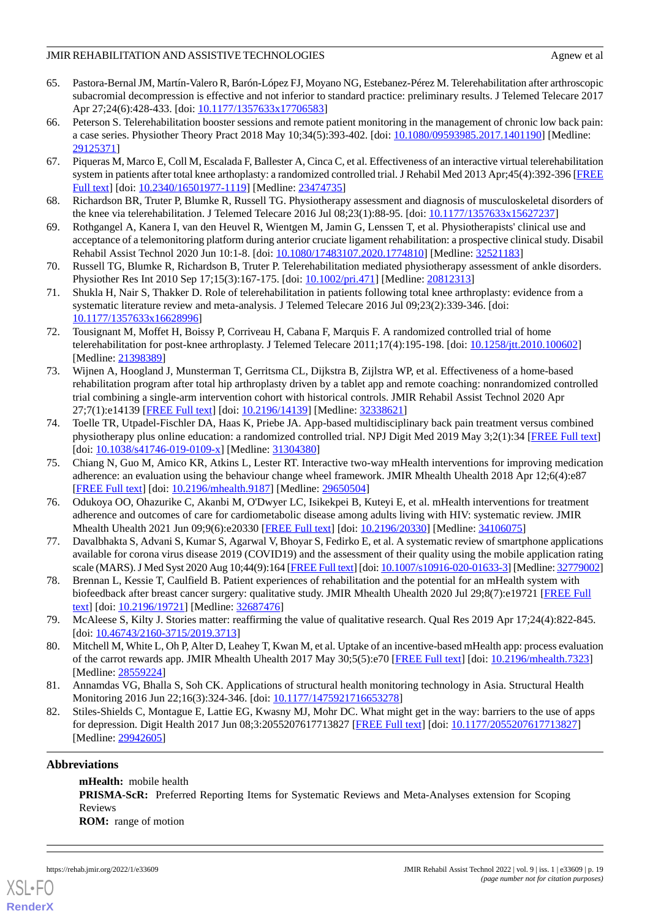65. Pastora-Bernal JM, Martín-Valero R, Barón-López FJ, Moyano NG, Estebanez-Pérez M. Telerehabilitation after arthroscopic subacromial decompression is effective and not inferior to standard practice: preliminary results. J Telemed Telecare 2017 Apr 27;24(6):428-433. [doi: 10.1177/1357633x17706583]
66. Peterson S. Telerehabilitation booster sessions and remote patient monitoring in the management of chronic low back pain: a case series. Physiother Theory Pract 2018 May 10;34(5):393-402. [doi: 10.1080/09593985.2017.1401190] [Medline: 29125371]
67. Piqueras M, Marco E, Coll M, Escalada F, Ballester A, Cinca C, et al. Effectiveness of an interactive virtual telerehabilitation system in patients after total knee arthoplasty: a randomized controlled trial. J Rehabil Med 2013 Apr;45(4):392-396 [FREE Full text] [doi: 10.2340/16501977-1119] [Medline: 23474735]
68. Richardson BR, Truter P, Blumke R, Russell TG. Physiotherapy assessment and diagnosis of musculoskeletal disorders of the knee via telerehabilitation. J Telemed Telecare 2016 Jul 08;23(1):88-95. [doi: 10.1177/1357633x15627237]
69. Rothgangel A, Kanera I, van den Heuvel R, Wientgen M, Jamin G, Lenssen T, et al. Physiotherapists' clinical use and acceptance of a telemonitoring platform during anterior cruciate ligament rehabilitation: a prospective clinical study. Disabil Rehabil Assist Technol 2020 Jun 10:1-8. [doi: 10.1080/17483107.2020.1774810] [Medline: 32521183]
70. Russell TG, Blumke R, Richardson B, Truter P. Telerehabilitation mediated physiotherapy assessment of ankle disorders. Physiother Res Int 2010 Sep 17;15(3):167-175. [doi: 10.1002/pri.471] [Medline: 20812313]
71. Shukla H, Nair S, Thakker D. Role of telerehabilitation in patients following total knee arthroplasty: evidence from a systematic literature review and meta-analysis. J Telemed Telecare 2016 Jul 09;23(2):339-346. [doi: 10.1177/1357633x16628996]
72. Tousignant M, Moffet H, Boissy P, Corriveau H, Cabana F, Marquis F. A randomized controlled trial of home telerehabilitation for post-knee arthroplasty. J Telemed Telecare 2011;17(4):195-198. [doi: 10.1258/jtt.2010.100602] [Medline: 21398389]
73. Wijnen A, Hoogland J, Munsterman T, Gerritsma CL, Dijkstra B, Zijlstra WP, et al. Effectiveness of a home-based rehabilitation program after total hip arthroplasty driven by a tablet app and remote coaching: nonrandomized controlled trial combining a single-arm intervention cohort with historical controls. JMIR Rehabil Assist Technol 2020 Apr 27;7(1):e14139 [FREE Full text] [doi: 10.2196/14139] [Medline: 32338621]
74. Toelle TR, Utpadel-Fischler DA, Haas K, Priebe JA. App-based multidisciplinary back pain treatment versus combined physiotherapy plus online education: a randomized controlled trial. NPJ Digit Med 2019 May 3;2(1):34 [FREE Full text] [doi: 10.1038/s41746-019-0109-x] [Medline: 31304380]
75. Chiang N, Guo M, Amico KR, Atkins L, Lester RT. Interactive two-way mHealth interventions for improving medication adherence: an evaluation using the behaviour change wheel framework. JMIR Mhealth Uhealth 2018 Apr 12;6(4):e87 [FREE Full text] [doi: 10.2196/mhealth.9187] [Medline: 29650504]
76. Odukoya OO, Ohazurike C, Akanbi M, O'Dwyer LC, Isikekpei B, Kuteyi E, et al. mHealth interventions for treatment adherence and outcomes of care for cardiometabolic disease among adults living with HIV: systematic review. JMIR Mhealth Uhealth 2021 Jun 09;9(6):e20330 [FREE Full text] [doi: 10.2196/20330] [Medline: 34106075]
77. Davalbhakta S, Advani S, Kumar S, Agarwal V, Bhoyar S, Fedirko E, et al. A systematic review of smartphone applications available for corona virus disease 2019 (COVID19) and the assessment of their quality using the mobile application rating scale (MARS). J Med Syst 2020 Aug 10;44(9):164 [FREE Full text] [doi: 10.1007/s10916-020-01633-3] [Medline: 32779002]
78. Brennan L, Kessie T, Caulfield B. Patient experiences of rehabilitation and the potential for an mHealth system with biofeedback after breast cancer surgery: qualitative study. JMIR Mhealth Uhealth 2020 Jul 29;8(7):e19721 [FREE Full text] [doi: 10.2196/19721] [Medline: 32687476]
79. McAleese S, Kilty J. Stories matter: reaffirming the value of qualitative research. Qual Res 2019 Apr 17;24(4):822-845. [doi: 10.46743/2160-3715/2019.3713]
80. Mitchell M, White L, Oh P, Alter D, Leahey T, Kwan M, et al. Uptake of an incentive-based mHealth app: process evaluation of the carrot rewards app. JMIR Mhealth Uhealth 2017 May 30;5(5):e70 [FREE Full text] [doi: 10.2196/mhealth.7323] [Medline: 28559224]
81. Annamdas VG, Bhalla S, Soh CK. Applications of structural health monitoring technology in Asia. Structural Health Monitoring 2016 Jun 22;16(3):324-346. [doi: 10.1177/1475921716653278]
82. Stiles-Shields C, Montague E, Lattie EG, Kwasny MJ, Mohr DC. What might get in the way: barriers to the use of apps for depression. Digit Health 2017 Jun 08;3:2055207617713827 [FREE Full text] [doi: 10.1177/2055207617713827] [Medline: 29942605]

## Abbreviations

**mHealth:** mobile health
**PRISMA-ScR:** Preferred Reporting Items for Systematic Reviews and Meta-Analyses extension for Scoping Reviews
**ROM:** range of motion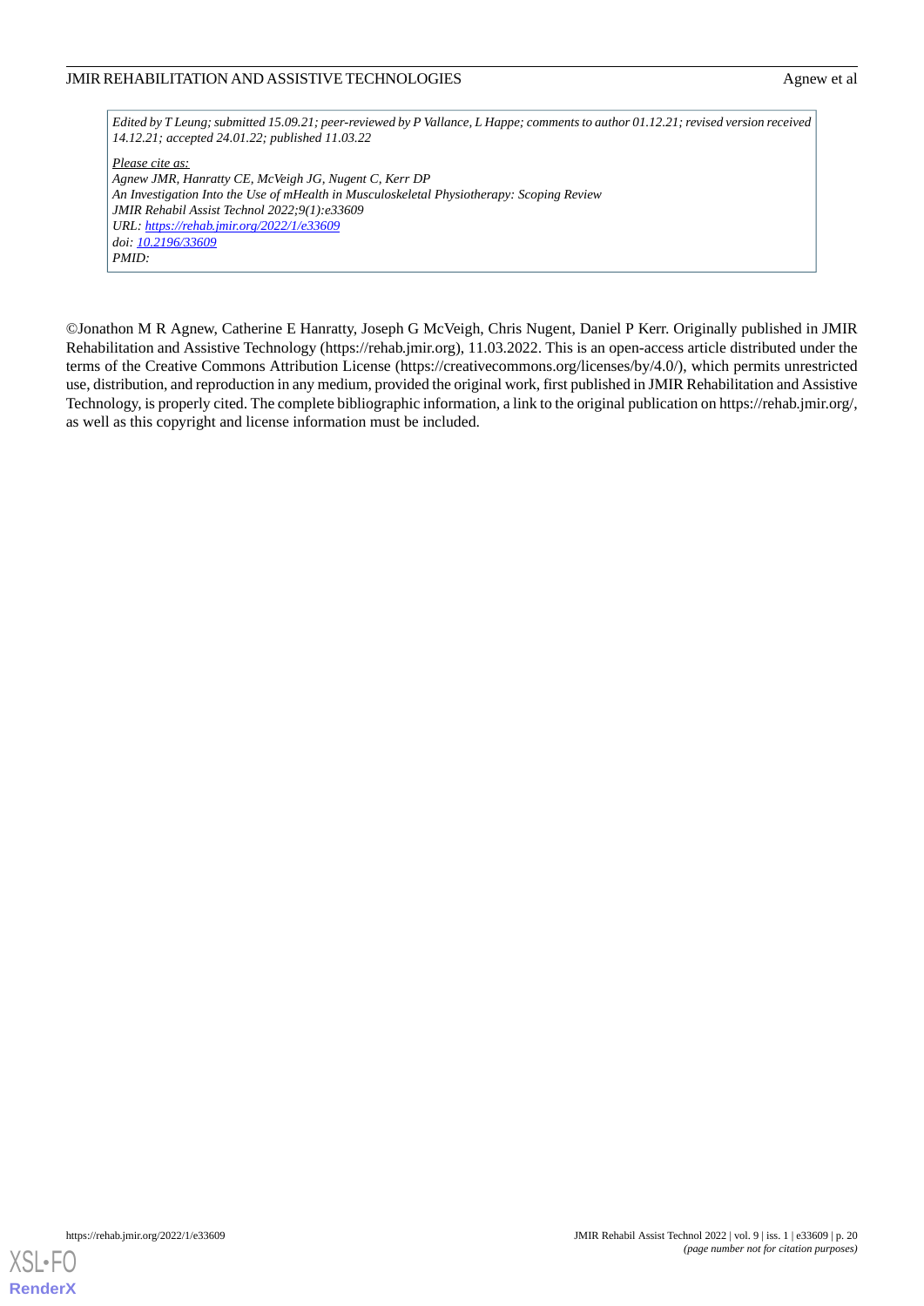*Edited by T Leung; submitted 15.09.21; peer-reviewed by P Vallance, L Happe; comments to author 01.12.21; revised version received 14.12.21; accepted 24.01.22; published 11.03.22*

*Please cite as:*
*Agnew JMR, Hanratty CE, McVeigh JG, Nugent C, Kerr DP*
*An Investigation Into the Use of mHealth in Musculoskeletal Physiotherapy: Scoping Review*
*JMIR Rehabil Assist Technol 2022;9(1):e33609*
*URL: https://rehab.jmir.org/2022/1/e33609*
*doi: 10.2196/33609*
*PMID:*

©Jonathon M R Agnew, Catherine E Hanratty, Joseph G McVeigh, Chris Nugent, Daniel P Kerr. Originally published in JMIR Rehabilitation and Assistive Technology (https://rehab.jmir.org), 11.03.2022. This is an open-access article distributed under the terms of the Creative Commons Attribution License (https://creativecommons.org/licenses/by/4.0/), which permits unrestricted use, distribution, and reproduction in any medium, provided the original work, first published in JMIR Rehabilitation and Assistive Technology, is properly cited. The complete bibliographic information, a link to the original publication on https://rehab.jmir.org/, as well as this copyright and license information must be included.